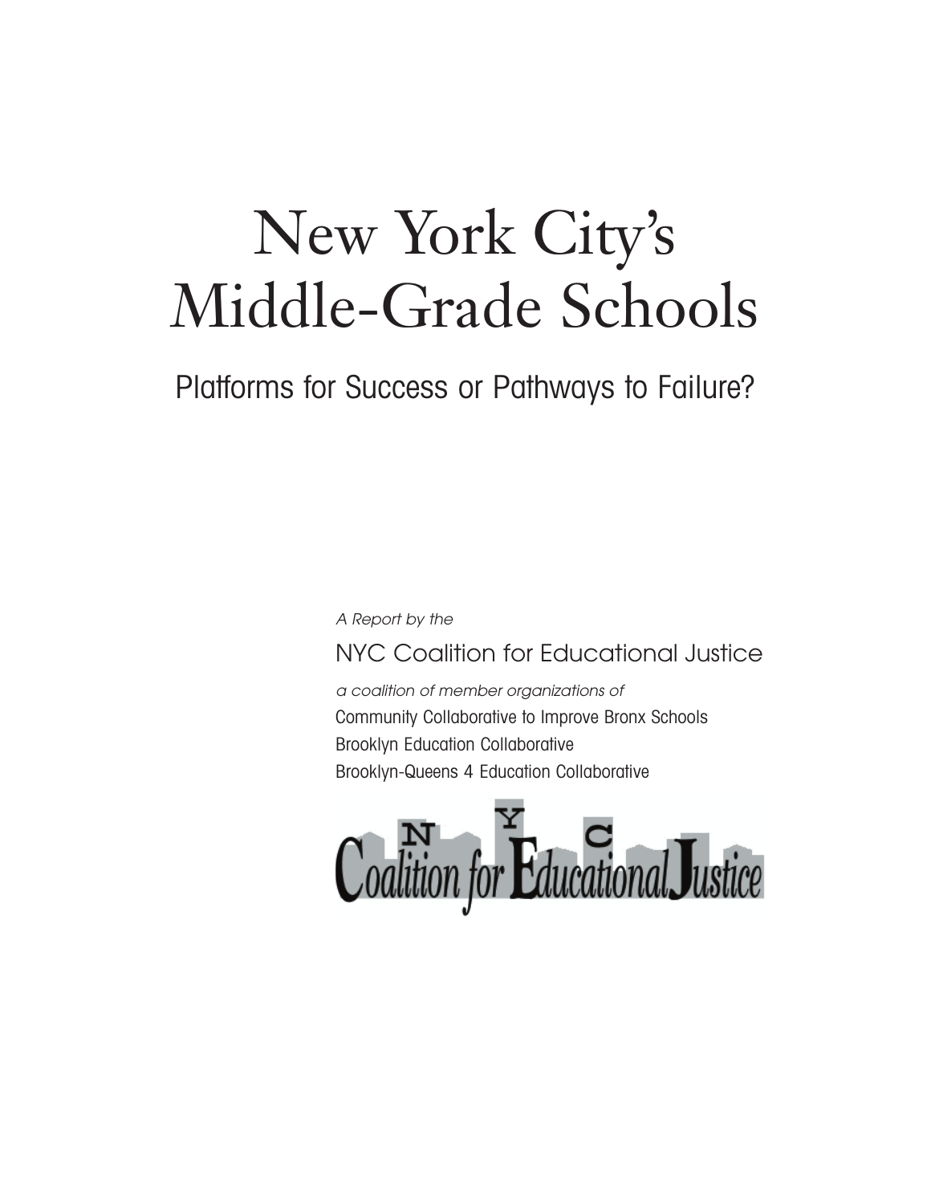# New York City's Middle-Grade Schools

## Platforms for Success or Pathways to Failure?

*A Report by the*

NYC Coalition for Educational Justice

*a coalition of member organizations of*

Community Collaborative to Improve Bronx Schools
Brooklyn Education Collaborative
Brooklyn-Queens 4 Education Collaborative

NYC Coalition for Educational Justice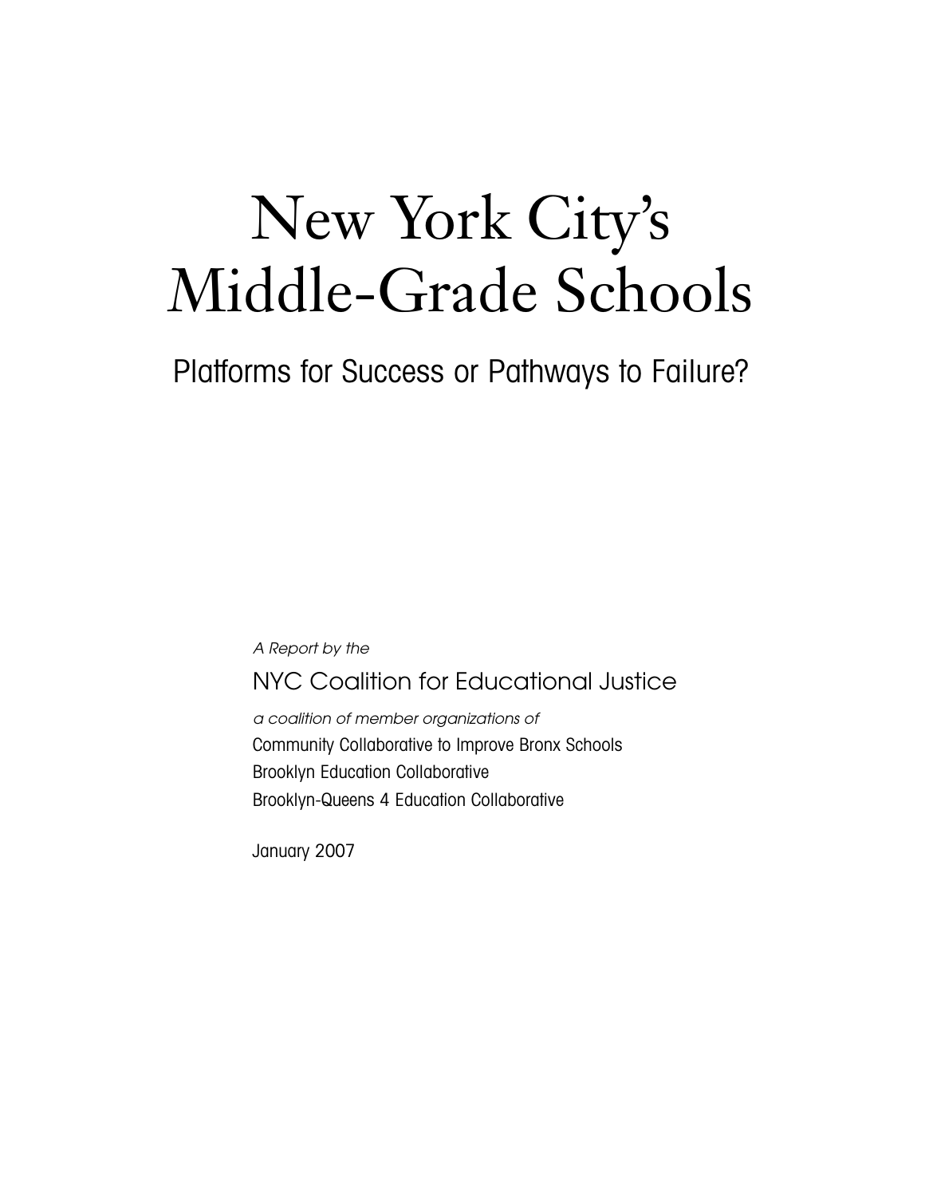# New York City's Middle-Grade Schools

## Platforms for Success or Pathways to Failure?

*A Report by the*

NYC Coalition for Educational Justice

*a coalition of member organizations of*

Community Collaborative to Improve Bronx Schools
Brooklyn Education Collaborative
Brooklyn-Queens 4 Education Collaborative

January 2007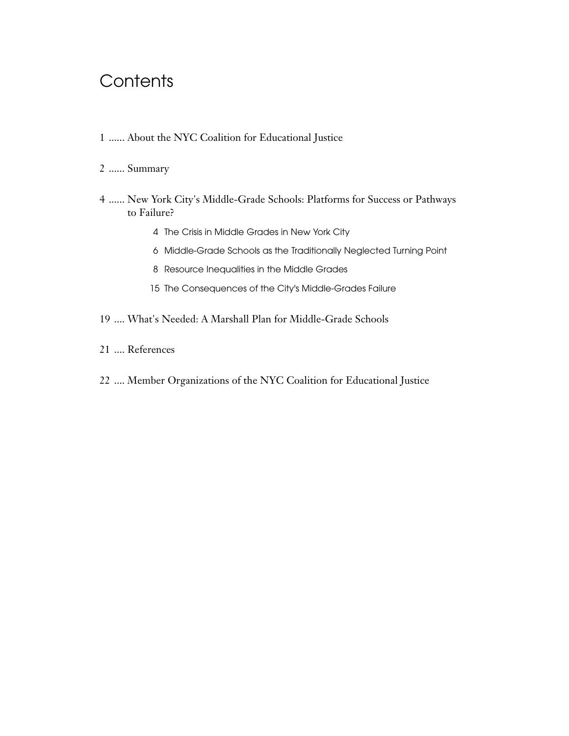# Contents

1 ...... About the NYC Coalition for Educational Justice

2 ...... Summary

4 ...... New York City's Middle-Grade Schools: Platforms for Success or Pathways to Failure?

- 4 The Crisis in Middle Grades in New York City
- 6 Middle-Grade Schools as the Traditionally Neglected Turning Point
- 8 Resource Inequalities in the Middle Grades
- 15 The Consequences of the City's Middle-Grades Failure

19 .... What's Needed: A Marshall Plan for Middle-Grade Schools

21 .... References

22 .... Member Organizations of the NYC Coalition for Educational Justice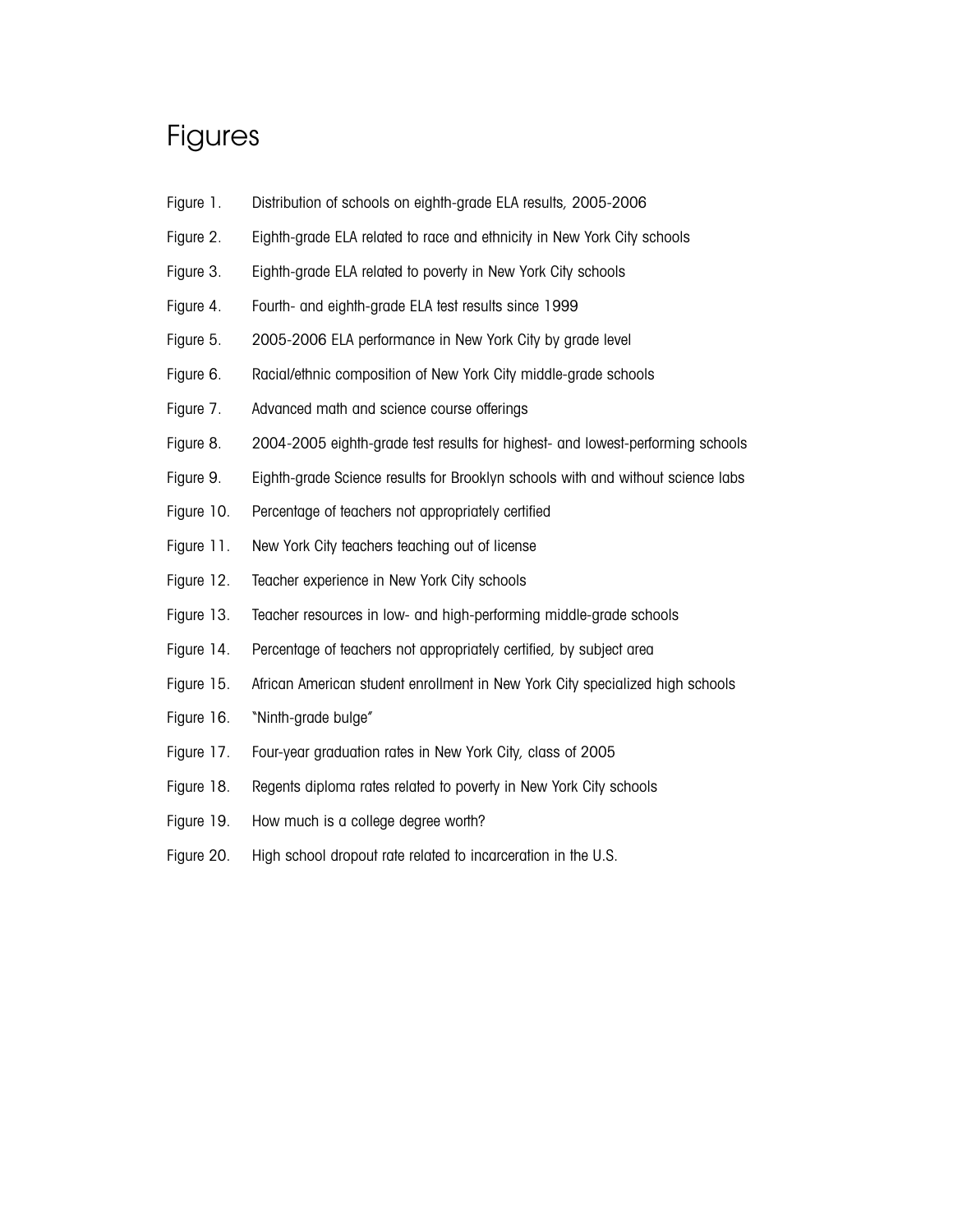# Figures

| | |
|---|---|
| Figure 1. | Distribution of schools on eighth-grade ELA results, 2005-2006 |
| Figure 2. | Eighth-grade ELA related to race and ethnicity in New York City schools |
| Figure 3. | Eighth-grade ELA related to poverty in New York City schools |
| Figure 4. | Fourth- and eighth-grade ELA test results since 1999 |
| Figure 5. | 2005-2006 ELA performance in New York City by grade level |
| Figure 6. | Racial/ethnic composition of New York City middle-grade schools |
| Figure 7. | Advanced math and science course offerings |
| Figure 8. | 2004-2005 eighth-grade test results for highest- and lowest-performing schools |
| Figure 9. | Eighth-grade Science results for Brooklyn schools with and without science labs |
| Figure 10. | Percentage of teachers not appropriately certified |
| Figure 11. | New York City teachers teaching out of license |
| Figure 12. | Teacher experience in New York City schools |
| Figure 13. | Teacher resources in low- and high-performing middle-grade schools |
| Figure 14. | Percentage of teachers not appropriately certified, by subject area |
| Figure 15. | African American student enrollment in New York City specialized high schools |
| Figure 16. | "Ninth-grade bulge" |
| Figure 17. | Four-year graduation rates in New York City, class of 2005 |
| Figure 18. | Regents diploma rates related to poverty in New York City schools |
| Figure 19. | How much is a college degree worth? |
| Figure 20. | High school dropout rate related to incarceration in the U.S. |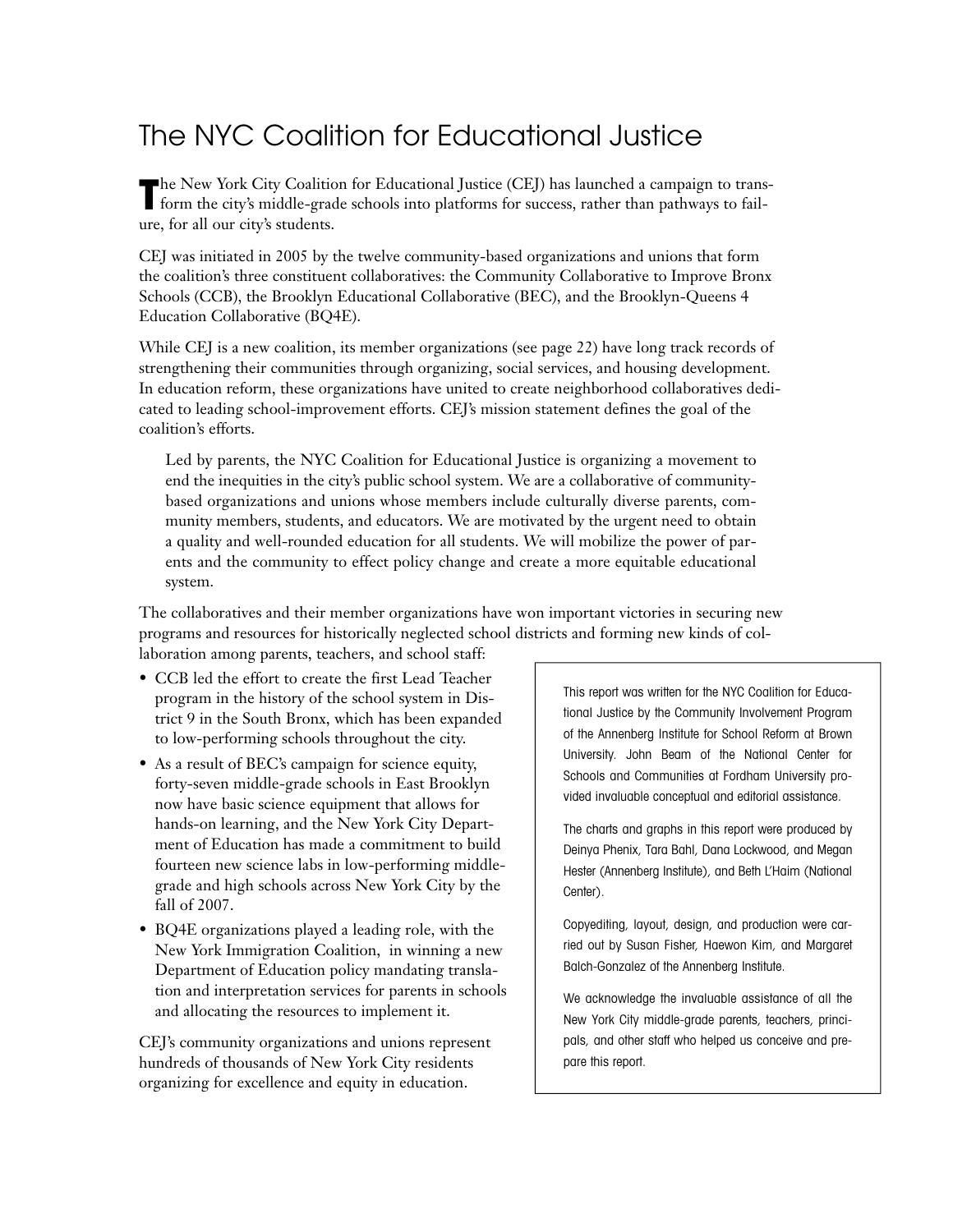# The NYC Coalition for Educational Justice

The New York City Coalition for Educational Justice (CEJ) has launched a campaign to transform the city's middle-grade schools into platforms for success, rather than pathways to failure, for all our city's students.

CEJ was initiated in 2005 by the twelve community-based organizations and unions that form the coalition's three constituent collaboratives: the Community Collaborative to Improve Bronx Schools (CCB), the Brooklyn Educational Collaborative (BEC), and the Brooklyn-Queens 4 Education Collaborative (BQ4E).

While CEJ is a new coalition, its member organizations (see page 22) have long track records of strengthening their communities through organizing, social services, and housing development. In education reform, these organizations have united to create neighborhood collaboratives dedicated to leading school-improvement efforts. CEJ's mission statement defines the goal of the coalition's efforts.

> Led by parents, the NYC Coalition for Educational Justice is organizing a movement to end the inequities in the city's public school system. We are a collaborative of community-based organizations and unions whose members include culturally diverse parents, community members, students, and educators. We are motivated by the urgent need to obtain a quality and well-rounded education for all students. We will mobilize the power of parents and the community to effect policy change and create a more equitable educational system.

The collaboratives and their member organizations have won important victories in securing new programs and resources for historically neglected school districts and forming new kinds of collaboration among parents, teachers, and school staff:

- CCB led the effort to create the first Lead Teacher program in the history of the school system in District 9 in the South Bronx, which has been expanded to low-performing schools throughout the city.
- As a result of BEC's campaign for science equity, forty-seven middle-grade schools in East Brooklyn now have basic science equipment that allows for hands-on learning, and the New York City Department of Education has made a commitment to build fourteen new science labs in low-performing middle-grade and high schools across New York City by the fall of 2007.
- BQ4E organizations played a leading role, with the New York Immigration Coalition, in winning a new Department of Education policy mandating translation and interpretation services for parents in schools and allocating the resources to implement it.

CEJ's community organizations and unions represent hundreds of thousands of New York City residents organizing for excellence and equity in education.

This report was written for the NYC Coalition for Educational Justice by the Community Involvement Program of the Annenberg Institute for School Reform at Brown University. John Beam of the National Center for Schools and Communities at Fordham University provided invaluable conceptual and editorial assistance.

The charts and graphs in this report were produced by Deinya Phenix, Tara Bahl, Dana Lockwood, and Megan Hester (Annenberg Institute), and Beth L'Haim (National Center).

Copyediting, layout, design, and production were carried out by Susan Fisher, Haewon Kim, and Margaret Balch-Gonzalez of the Annenberg Institute.

We acknowledge the invaluable assistance of all the New York City middle-grade parents, teachers, principals, and other staff who helped us conceive and prepare this report.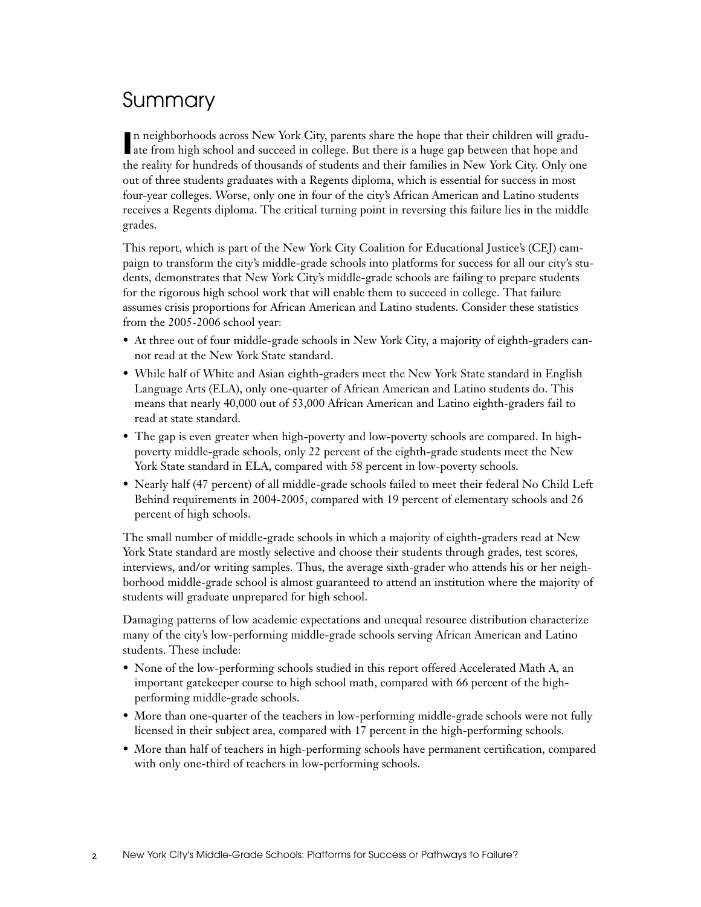# Summary

In neighborhoods across New York City, parents share the hope that their children will graduate from high school and succeed in college. But there is a huge gap between that hope and the reality for hundreds of thousands of students and their families in New York City. Only one out of three students graduates with a Regents diploma, which is essential for success in most four-year colleges. Worse, only one in four of the city's African American and Latino students receives a Regents diploma. The critical turning point in reversing this failure lies in the middle grades.

This report, which is part of the New York City Coalition for Educational Justice's (CEJ) campaign to transform the city's middle-grade schools into platforms for success for all our city's students, demonstrates that New York City's middle-grade schools are failing to prepare students for the rigorous high school work that will enable them to succeed in college. That failure assumes crisis proportions for African American and Latino students. Consider these statistics from the 2005-2006 school year:

- At three out of four middle-grade schools in New York City, a majority of eighth-graders cannot read at the New York State standard.
- While half of White and Asian eighth-graders meet the New York State standard in English Language Arts (ELA), only one-quarter of African American and Latino students do. This means that nearly 40,000 out of 53,000 African American and Latino eighth-graders fail to read at state standard.
- The gap is even greater when high-poverty and low-poverty schools are compared. In high-poverty middle-grade schools, only 22 percent of the eighth-grade students meet the New York State standard in ELA, compared with 58 percent in low-poverty schools.
- Nearly half (47 percent) of all middle-grade schools failed to meet their federal No Child Left Behind requirements in 2004-2005, compared with 19 percent of elementary schools and 26 percent of high schools.

The small number of middle-grade schools in which a majority of eighth-graders read at New York State standard are mostly selective and choose their students through grades, test scores, interviews, and/or writing samples. Thus, the average sixth-grader who attends his or her neighborhood middle-grade school is almost guaranteed to attend an institution where the majority of students will graduate unprepared for high school.

Damaging patterns of low academic expectations and unequal resource distribution characterize many of the city's low-performing middle-grade schools serving African American and Latino students. These include:

- None of the low-performing schools studied in this report offered Accelerated Math A, an important gatekeeper course to high school math, compared with 66 percent of the high-performing middle-grade schools.
- More than one-quarter of the teachers in low-performing middle-grade schools were not fully licensed in their subject area, compared with 17 percent in the high-performing schools.
- More than half of teachers in high-performing schools have permanent certification, compared with only one-third of teachers in low-performing schools.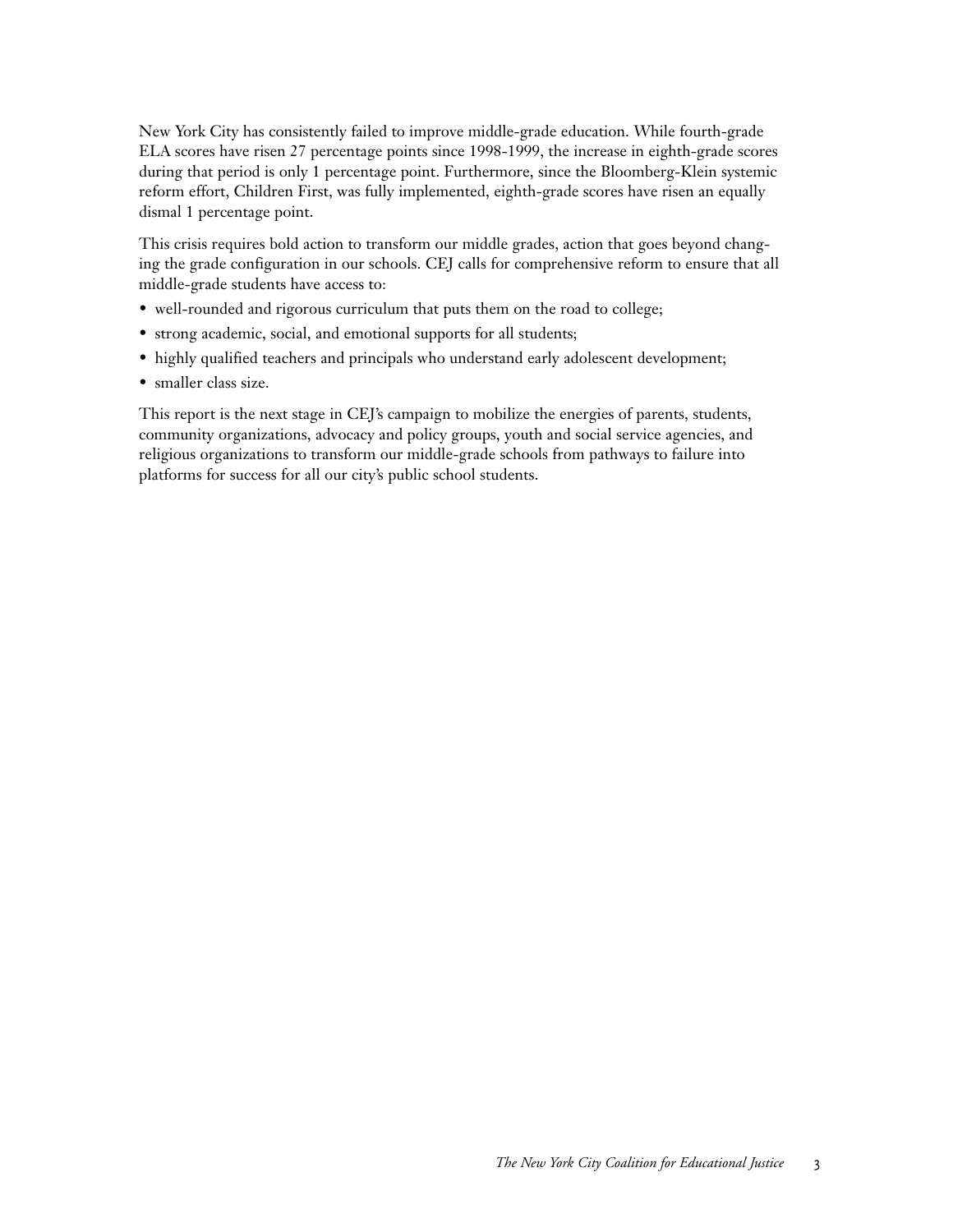New York City has consistently failed to improve middle-grade education. While fourth-grade ELA scores have risen 27 percentage points since 1998-1999, the increase in eighth-grade scores during that period is only 1 percentage point. Furthermore, since the Bloomberg-Klein systemic reform effort, Children First, was fully implemented, eighth-grade scores have risen an equally dismal 1 percentage point.

This crisis requires bold action to transform our middle grades, action that goes beyond changing the grade configuration in our schools. CEJ calls for comprehensive reform to ensure that all middle-grade students have access to:

- well-rounded and rigorous curriculum that puts them on the road to college;
- strong academic, social, and emotional supports for all students;
- highly qualified teachers and principals who understand early adolescent development;
- smaller class size.

This report is the next stage in CEJ's campaign to mobilize the energies of parents, students, community organizations, advocacy and policy groups, youth and social service agencies, and religious organizations to transform our middle-grade schools from pathways to failure into platforms for success for all our city's public school students.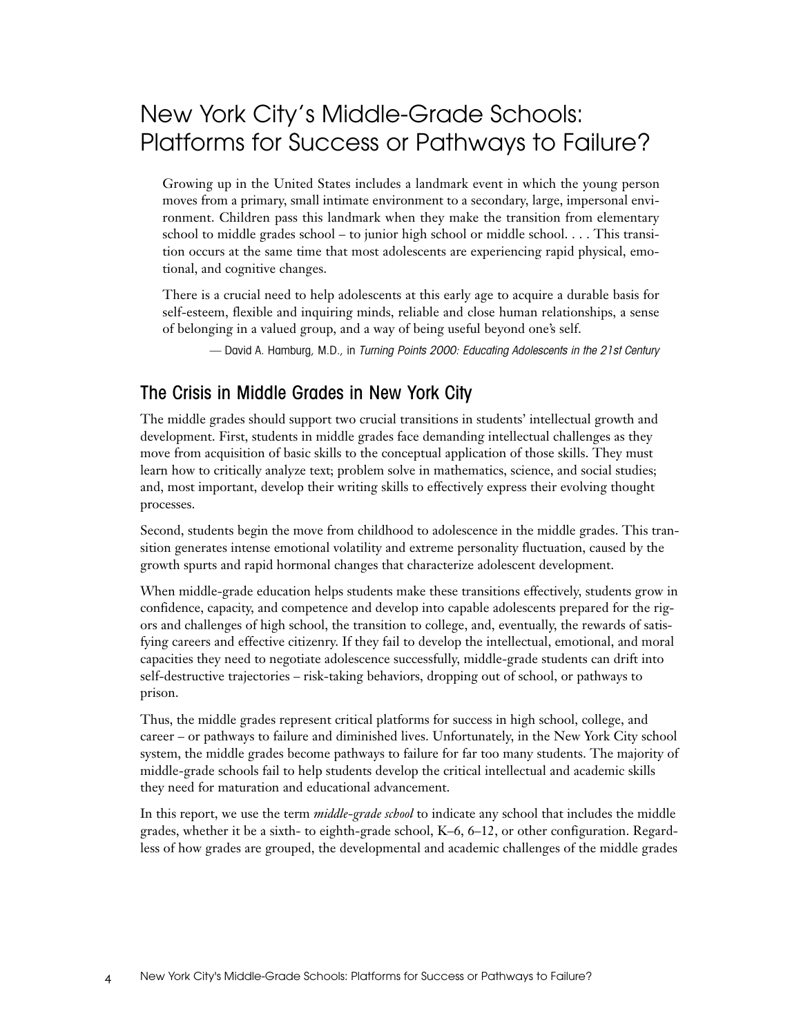# New York City's Middle-Grade Schools: Platforms for Success or Pathways to Failure?

> Growing up in the United States includes a landmark event in which the young person moves from a primary, small intimate environment to a secondary, large, impersonal environment. Children pass this landmark when they make the transition from elementary school to middle grades school – to junior high school or middle school. . . . This transition occurs at the same time that most adolescents are experiencing rapid physical, emotional, and cognitive changes.
>
> There is a crucial need to help adolescents at this early age to acquire a durable basis for self-esteem, flexible and inquiring minds, reliable and close human relationships, a sense of belonging in a valued group, and a way of being useful beyond one's self.
>
> — David A. Hamburg, M.D., in *Turning Points 2000: Educating Adolescents in the 21st Century*

## The Crisis in Middle Grades in New York City

The middle grades should support two crucial transitions in students' intellectual growth and development. First, students in middle grades face demanding intellectual challenges as they move from acquisition of basic skills to the conceptual application of those skills. They must learn how to critically analyze text; problem solve in mathematics, science, and social studies; and, most important, develop their writing skills to effectively express their evolving thought processes.

Second, students begin the move from childhood to adolescence in the middle grades. This transition generates intense emotional volatility and extreme personality fluctuation, caused by the growth spurts and rapid hormonal changes that characterize adolescent development.

When middle-grade education helps students make these transitions effectively, students grow in confidence, capacity, and competence and develop into capable adolescents prepared for the rigors and challenges of high school, the transition to college, and, eventually, the rewards of satisfying careers and effective citizenry. If they fail to develop the intellectual, emotional, and moral capacities they need to negotiate adolescence successfully, middle-grade students can drift into self-destructive trajectories – risk-taking behaviors, dropping out of school, or pathways to prison.

Thus, the middle grades represent critical platforms for success in high school, college, and career – or pathways to failure and diminished lives. Unfortunately, in the New York City school system, the middle grades become pathways to failure for far too many students. The majority of middle-grade schools fail to help students develop the critical intellectual and academic skills they need for maturation and educational advancement.

In this report, we use the term *middle-grade school* to indicate any school that includes the middle grades, whether it be a sixth- to eighth-grade school, K–6, 6–12, or other configuration. Regardless of how grades are grouped, the developmental and academic challenges of the middle grades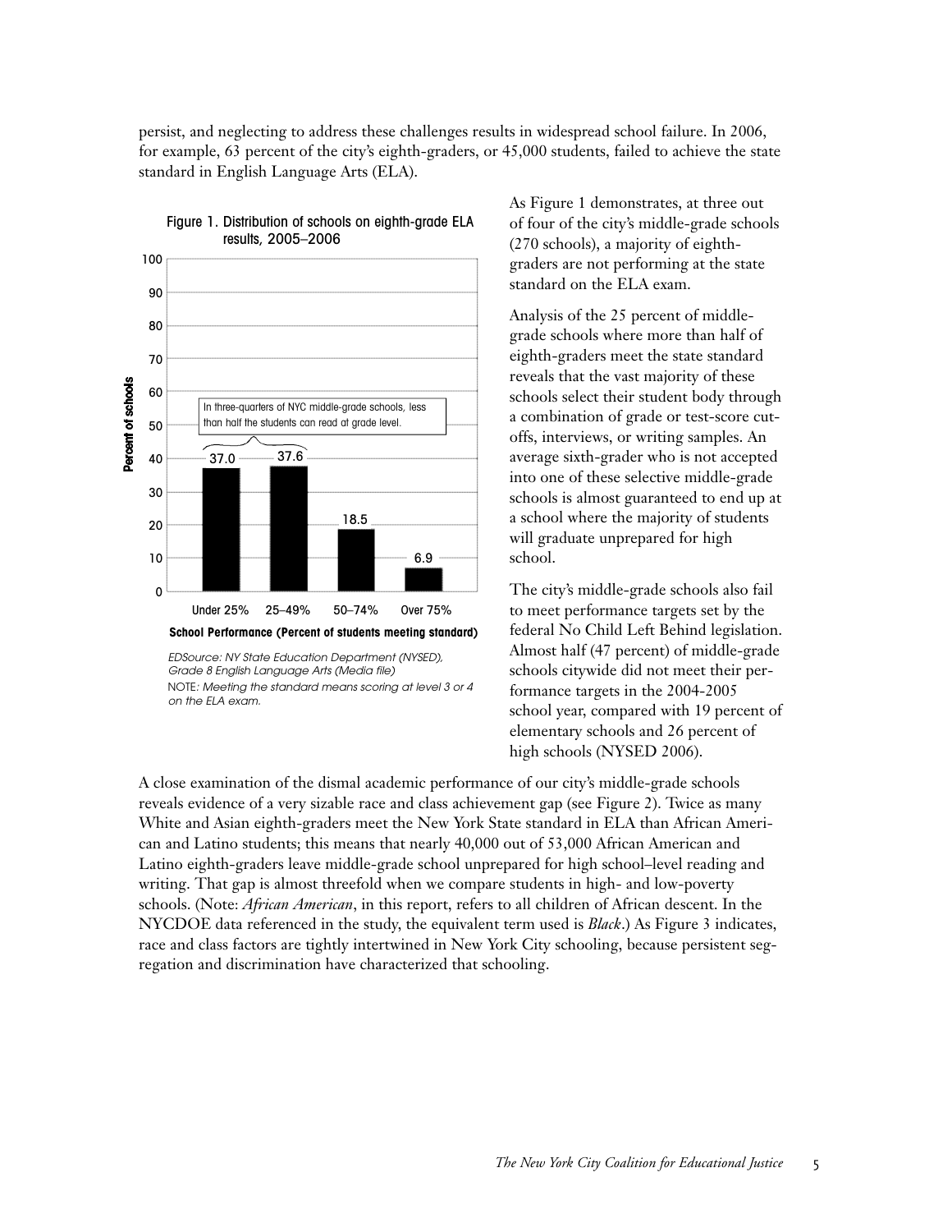persist, and neglecting to address these challenges results in widespread school failure. In 2006, for example, 63 percent of the city's eighth-graders, or 45,000 students, failed to achieve the state standard in English Language Arts (ELA).

Figure 1. Distribution of schools on eighth-grade ELA results, 2005–2006

| School Performance (Percent of students meeting standard) | Percent of schools |
|---|---|
| Under 25% | 37.0 |
| 25–49% | 37.6 |
| 50–74% | 18.5 |
| Over 75% | 6.9 |

In three-quarters of NYC middle-grade schools, less than half the students can read at grade level.

*EDSource: NY State Education Department (NYSED), Grade 8 English Language Arts (Media file)*
NOTE: *Meeting the standard means scoring at level 3 or 4 on the ELA exam.*

As Figure 1 demonstrates, at three out of four of the city's middle-grade schools (270 schools), a majority of eighth-graders are not performing at the state standard on the ELA exam.

Analysis of the 25 percent of middle-grade schools where more than half of eighth-graders meet the state standard reveals that the vast majority of these schools select their student body through a combination of grade or test-score cut-offs, interviews, or writing samples. An average sixth-grader who is not accepted into one of these selective middle-grade schools is almost guaranteed to end up at a school where the majority of students will graduate unprepared for high school.

The city's middle-grade schools also fail to meet performance targets set by the federal No Child Left Behind legislation. Almost half (47 percent) of middle-grade schools citywide did not meet their performance targets in the 2004-2005 school year, compared with 19 percent of elementary schools and 26 percent of high schools (NYSED 2006).

A close examination of the dismal academic performance of our city's middle-grade schools reveals evidence of a very sizable race and class achievement gap (see Figure 2). Twice as many White and Asian eighth-graders meet the New York State standard in ELA than African American and Latino students; this means that nearly 40,000 out of 53,000 African American and Latino eighth-graders leave middle-grade school unprepared for high school–level reading and writing. That gap is almost threefold when we compare students in high- and low-poverty schools. (Note: *African American*, in this report, refers to all children of African descent. In the NYCDOE data referenced in the study, the equivalent term used is *Black*.) As Figure 3 indicates, race and class factors are tightly intertwined in New York City schooling, because persistent segregation and discrimination have characterized that schooling.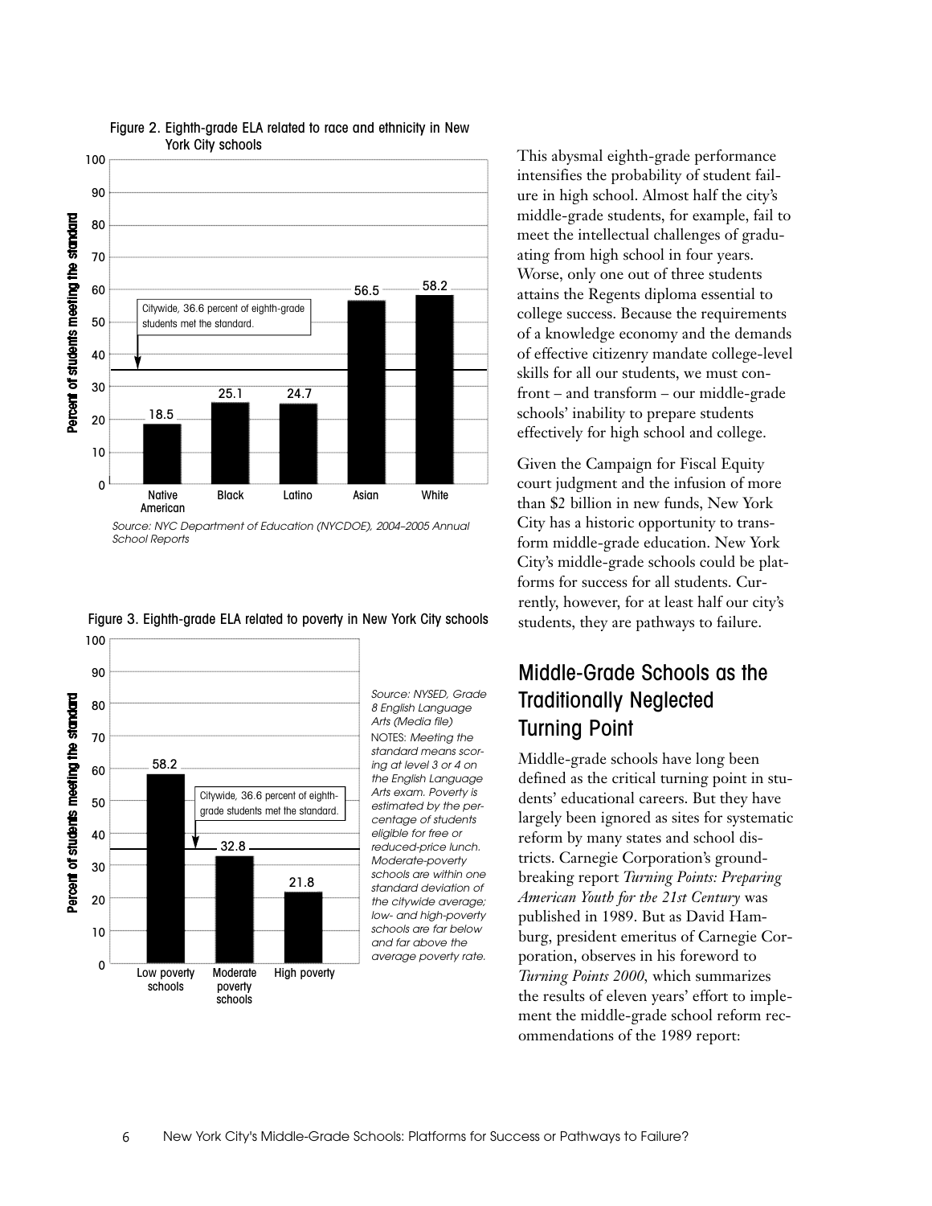Figure 2. Eighth-grade ELA related to race and ethnicity in New York City schools

| Group | Percent of students meeting the standard |
| --- | --- |
| Native American | 18.5 |
| Black | 25.1 |
| Latino | 24.7 |
| Asian | 56.5 |
| White | 58.2 |

Citywide, 36.6 percent of eighth-grade students met the standard.

*Source: NYC Department of Education (NYCDOE), 2004–2005 Annual School Reports*

Figure 3. Eighth-grade ELA related to poverty in New York City schools

| School poverty level | Percent of students meeting the standard |
| --- | --- |
| Low poverty schools | 58.2 |
| Moderate poverty schools | 32.8 |
| High poverty | 21.8 |

Citywide, 36.6 percent of eighth-grade students met the standard.

*Source: NYSED, Grade 8 English Language Arts (Media file)*

NOTES: *Meeting the standard means scoring at level 3 or 4 on the English Language Arts exam. Poverty is estimated by the percentage of students eligible for free or reduced-price lunch. Moderate-poverty schools are within one standard deviation of the citywide average; low- and high-poverty schools are far below and far above the average poverty rate.*

This abysmal eighth-grade performance intensifies the probability of student failure in high school. Almost half the city's middle-grade students, for example, fail to meet the intellectual challenges of graduating from high school in four years. Worse, only one out of three students attains the Regents diploma essential to college success. Because the requirements of a knowledge economy and the demands of effective citizenry mandate college-level skills for all our students, we must confront – and transform – our middle-grade schools' inability to prepare students effectively for high school and college.

Given the Campaign for Fiscal Equity court judgment and the infusion of more than $2 billion in new funds, New York City has a historic opportunity to transform middle-grade education. New York City's middle-grade schools could be platforms for success for all students. Currently, however, for at least half our city's students, they are pathways to failure.

## Middle-Grade Schools as the Traditionally Neglected Turning Point

Middle-grade schools have long been defined as the critical turning point in students' educational careers. But they have largely been ignored as sites for systematic reform by many states and school districts. Carnegie Corporation's groundbreaking report *Turning Points: Preparing American Youth for the 21st Century* was published in 1989. But as David Hamburg, president emeritus of Carnegie Corporation, observes in his foreword to *Turning Points 2000*, which summarizes the results of eleven years' effort to implement the middle-grade school reform recommendations of the 1989 report: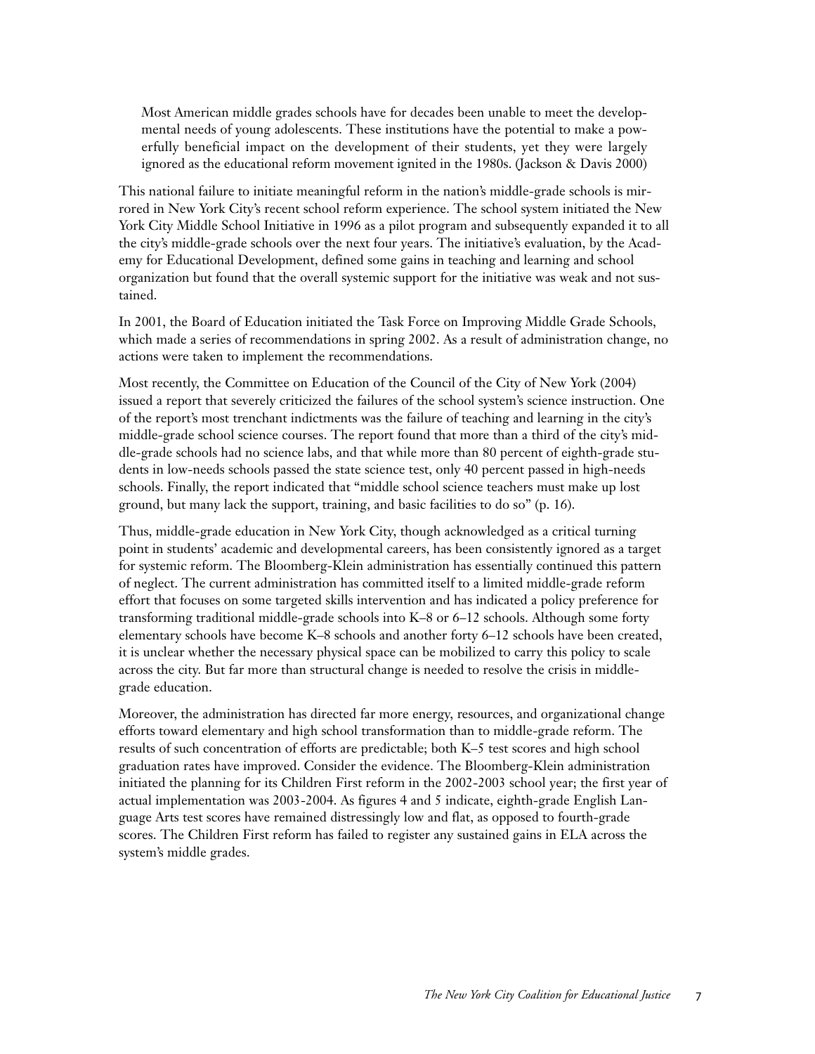> Most American middle grades schools have for decades been unable to meet the developmental needs of young adolescents. These institutions have the potential to make a powerfully beneficial impact on the development of their students, yet they were largely ignored as the educational reform movement ignited in the 1980s. (Jackson & Davis 2000)

This national failure to initiate meaningful reform in the nation's middle-grade schools is mirrored in New York City's recent school reform experience. The school system initiated the New York City Middle School Initiative in 1996 as a pilot program and subsequently expanded it to all the city's middle-grade schools over the next four years. The initiative's evaluation, by the Academy for Educational Development, defined some gains in teaching and learning and school organization but found that the overall systemic support for the initiative was weak and not sustained.

In 2001, the Board of Education initiated the Task Force on Improving Middle Grade Schools, which made a series of recommendations in spring 2002. As a result of administration change, no actions were taken to implement the recommendations.

Most recently, the Committee on Education of the Council of the City of New York (2004) issued a report that severely criticized the failures of the school system's science instruction. One of the report's most trenchant indictments was the failure of teaching and learning in the city's middle-grade school science courses. The report found that more than a third of the city's middle-grade schools had no science labs, and that while more than 80 percent of eighth-grade students in low-needs schools passed the state science test, only 40 percent passed in high-needs schools. Finally, the report indicated that "middle school science teachers must make up lost ground, but many lack the support, training, and basic facilities to do so" (p. 16).

Thus, middle-grade education in New York City, though acknowledged as a critical turning point in students' academic and developmental careers, has been consistently ignored as a target for systemic reform. The Bloomberg-Klein administration has essentially continued this pattern of neglect. The current administration has committed itself to a limited middle-grade reform effort that focuses on some targeted skills intervention and has indicated a policy preference for transforming traditional middle-grade schools into K–8 or 6–12 schools. Although some forty elementary schools have become K–8 schools and another forty 6–12 schools have been created, it is unclear whether the necessary physical space can be mobilized to carry this policy to scale across the city. But far more than structural change is needed to resolve the crisis in middle-grade education.

Moreover, the administration has directed far more energy, resources, and organizational change efforts toward elementary and high school transformation than to middle-grade reform. The results of such concentration of efforts are predictable; both K–5 test scores and high school graduation rates have improved. Consider the evidence. The Bloomberg-Klein administration initiated the planning for its Children First reform in the 2002-2003 school year; the first year of actual implementation was 2003-2004. As figures 4 and 5 indicate, eighth-grade English Language Arts test scores have remained distressingly low and flat, as opposed to fourth-grade scores. The Children First reform has failed to register any sustained gains in ELA across the system's middle grades.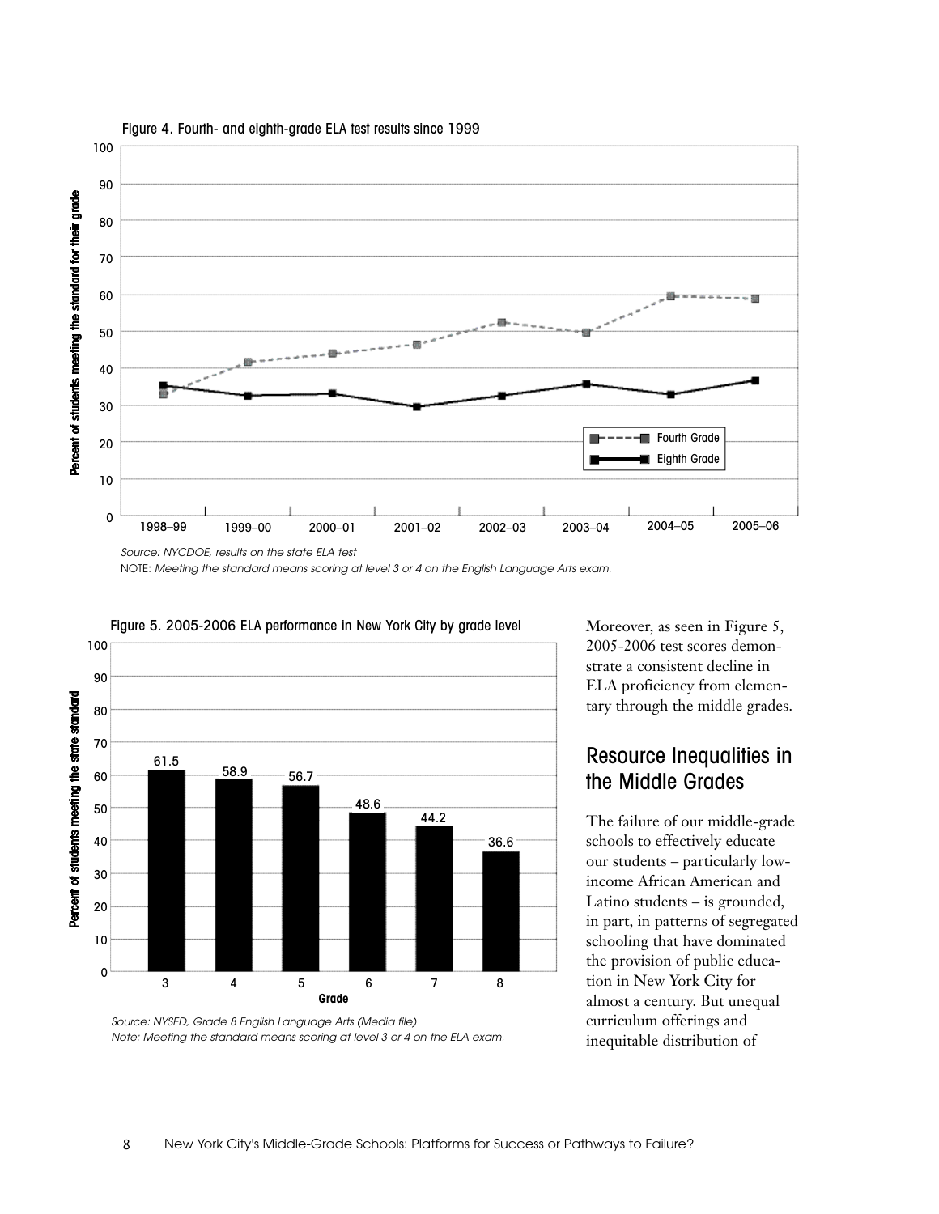Figure 4. Fourth- and eighth-grade ELA test results since 1999

Source: NYCDOE, results on the state ELA test

NOTE: *Meeting the standard means scoring at level 3 or 4 on the English Language Arts exam.*

Figure 5. 2005-2006 ELA performance in New York City by grade level

| Grade | Percent of students meeting the state standard |
|---|---|
| 3 | 61.5 |
| 4 | 58.9 |
| 5 | 56.7 |
| 6 | 48.6 |
| 7 | 44.2 |
| 8 | 36.6 |

*Source: NYSED, Grade 8 English Language Arts (Media file)*
*Note: Meeting the standard means scoring at level 3 or 4 on the ELA exam.*

Moreover, as seen in Figure 5, 2005-2006 test scores demonstrate a consistent decline in ELA proficiency from elementary through the middle grades.

## Resource Inequalities in the Middle Grades

The failure of our middle-grade schools to effectively educate our students – particularly low-income African American and Latino students – is grounded, in part, in patterns of segregated schooling that have dominated the provision of public education in New York City for almost a century. But unequal curriculum offerings and inequitable distribution of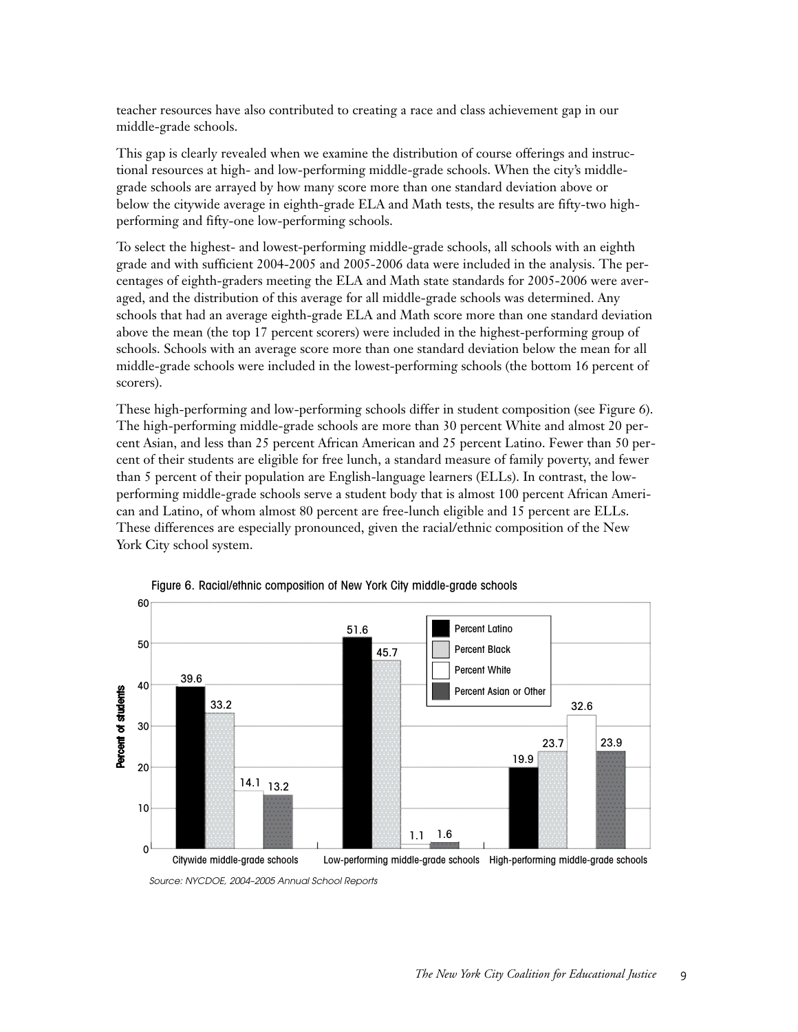teacher resources have also contributed to creating a race and class achievement gap in our middle-grade schools.

This gap is clearly revealed when we examine the distribution of course offerings and instructional resources at high- and low-performing middle-grade schools. When the city's middle-grade schools are arrayed by how many score more than one standard deviation above or below the citywide average in eighth-grade ELA and Math tests, the results are fifty-two high-performing and fifty-one low-performing schools.

To select the highest- and lowest-performing middle-grade schools, all schools with an eighth grade and with sufficient 2004-2005 and 2005-2006 data were included in the analysis. The percentages of eighth-graders meeting the ELA and Math state standards for 2005-2006 were averaged, and the distribution of this average for all middle-grade schools was determined. Any schools that had an average eighth-grade ELA and Math score more than one standard deviation above the mean (the top 17 percent scorers) were included in the highest-performing group of schools. Schools with an average score more than one standard deviation below the mean for all middle-grade schools were included in the lowest-performing schools (the bottom 16 percent of scorers).

These high-performing and low-performing schools differ in student composition (see Figure 6). The high-performing middle-grade schools are more than 30 percent White and almost 20 percent Asian, and less than 25 percent African American and 25 percent Latino. Fewer than 50 percent of their students are eligible for free lunch, a standard measure of family poverty, and fewer than 5 percent of their population are English-language learners (ELLs). In contrast, the low-performing middle-grade schools serve a student body that is almost 100 percent African American and Latino, of whom almost 80 percent are free-lunch eligible and 15 percent are ELLs. These differences are especially pronounced, given the racial/ethnic composition of the New York City school system.

Figure 6. Racial/ethnic composition of New York City middle-grade schools

| | Percent Latino | Percent Black | Percent White | Percent Asian or Other |
|---|---|---|---|---|
| Citywide middle-grade schools | 39.6 | 33.2 | 14.1 | 13.2 |
| Low-performing middle-grade schools | 51.6 | 45.7 | 1.1 | 1.6 |
| High-performing middle-grade schools | 19.9 | 23.7 | 32.6 | 23.9 |

*Source: NYCDOE, 2004–2005 Annual School Reports*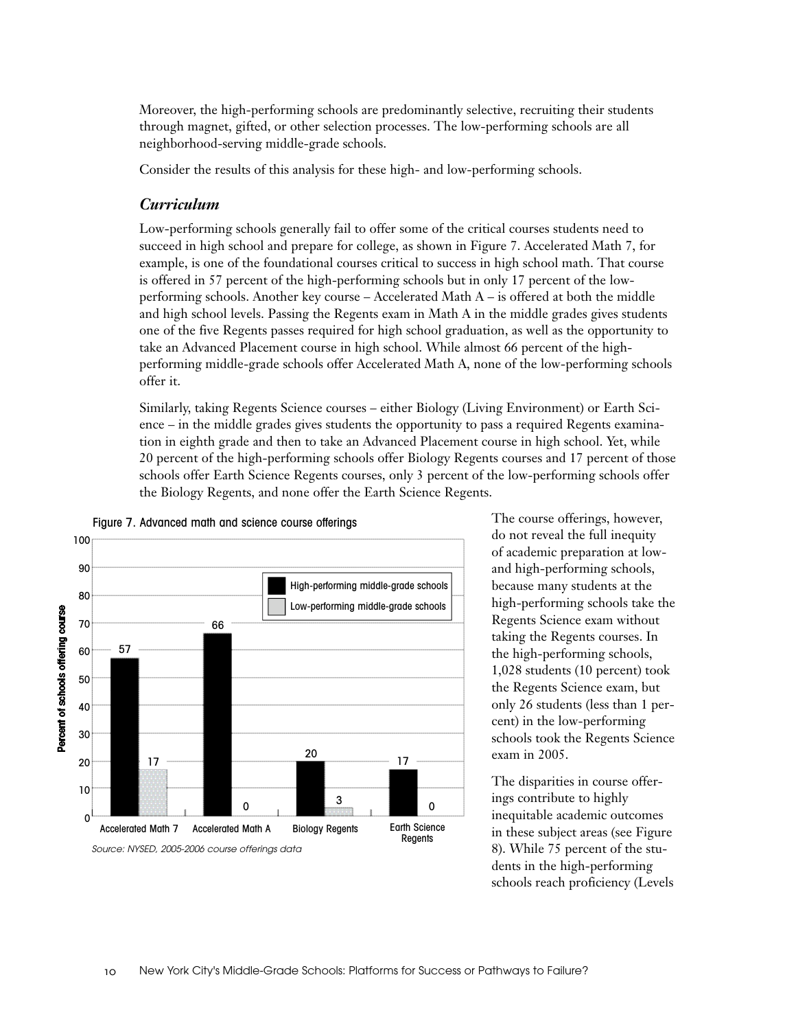Moreover, the high-performing schools are predominantly selective, recruiting their students through magnet, gifted, or other selection processes. The low-performing schools are all neighborhood-serving middle-grade schools.

Consider the results of this analysis for these high- and low-performing schools.

### *Curriculum*

Low-performing schools generally fail to offer some of the critical courses students need to succeed in high school and prepare for college, as shown in Figure 7. Accelerated Math 7, for example, is one of the foundational courses critical to success in high school math. That course is offered in 57 percent of the high-performing schools but in only 17 percent of the low-performing schools. Another key course – Accelerated Math A – is offered at both the middle and high school levels. Passing the Regents exam in Math A in the middle grades gives students one of the five Regents passes required for high school graduation, as well as the opportunity to take an Advanced Placement course in high school. While almost 66 percent of the high-performing middle-grade schools offer Accelerated Math A, none of the low-performing schools offer it.

Similarly, taking Regents Science courses – either Biology (Living Environment) or Earth Science – in the middle grades gives students the opportunity to pass a required Regents examination in eighth grade and then to take an Advanced Placement course in high school. Yet, while 20 percent of the high-performing schools offer Biology Regents courses and 17 percent of those schools offer Earth Science Regents courses, only 3 percent of the low-performing schools offer the Biology Regents, and none offer the Earth Science Regents.

Figure 7. Advanced math and science course offerings

| Course | High-performing middle-grade schools | Low-performing middle-grade schools |
| --- | --- | --- |
| Accelerated Math 7 | 57 | 17 |
| Accelerated Math A | 66 | 0 |
| Biology Regents | 20 | 3 |
| Earth Science Regents | 17 | 0 |

Percent of schools offering course

*Source: NYSED, 2005-2006 course offerings data*

The course offerings, however, do not reveal the full inequity of academic preparation at low- and high-performing schools, because many students at the high-performing schools take the Regents Science exam without taking the Regents courses. In the high-performing schools, 1,028 students (10 percent) took the Regents Science exam, but only 26 students (less than 1 percent) in the low-performing schools took the Regents Science exam in 2005.

The disparities in course offerings contribute to highly inequitable academic outcomes in these subject areas (see Figure 8). While 75 percent of the students in the high-performing schools reach proficiency (Levels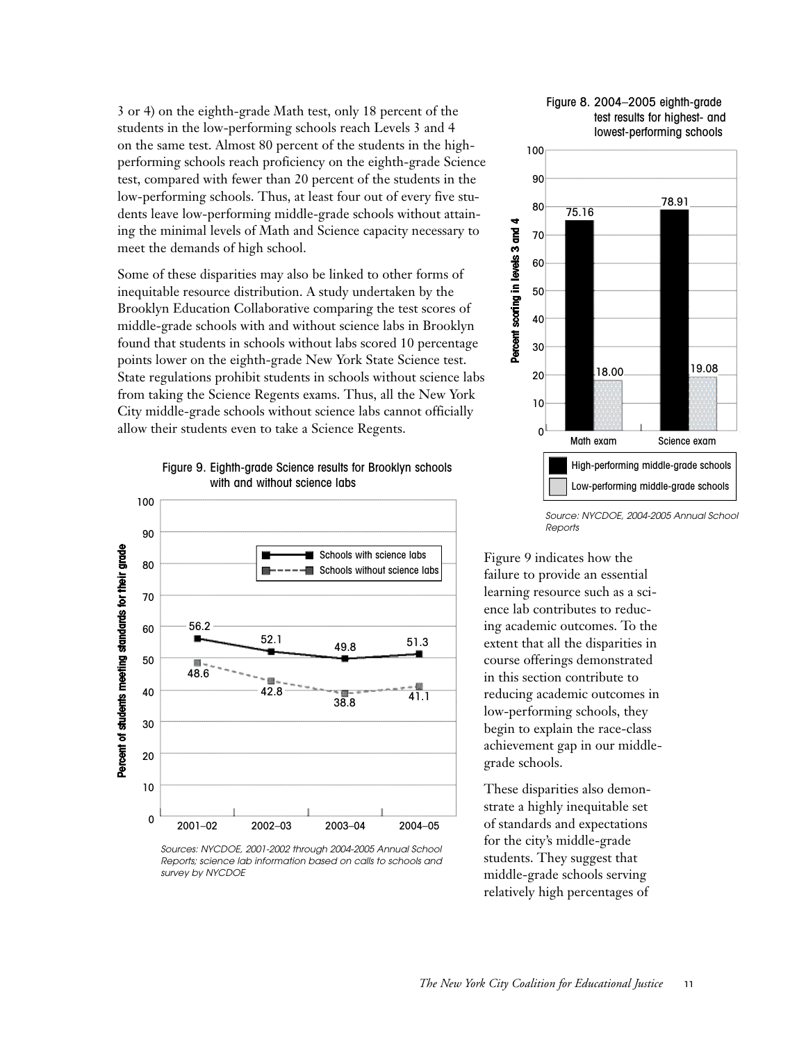3 or 4) on the eighth-grade Math test, only 18 percent of the students in the low-performing schools reach Levels 3 and 4 on the same test. Almost 80 percent of the students in the high-performing schools reach proficiency on the eighth-grade Science test, compared with fewer than 20 percent of the students in the low-performing schools. Thus, at least four out of every five students leave low-performing middle-grade schools without attaining the minimal levels of Math and Science capacity necessary to meet the demands of high school.

Some of these disparities may also be linked to other forms of inequitable resource distribution. A study undertaken by the Brooklyn Education Collaborative comparing the test scores of middle-grade schools with and without science labs in Brooklyn found that students in schools without labs scored 10 percentage points lower on the eighth-grade New York State Science test. State regulations prohibit students in schools without science labs from taking the Science Regents exams. Thus, all the New York City middle-grade schools without science labs cannot officially allow their students even to take a Science Regents.

Figure 8. 2004–2005 eighth-grade test results for highest- and lowest-performing schools

| | Math exam | Science exam |
|---|---|---|
| High-performing middle-grade schools | 75.16 | 78.91 |
| Low-performing middle-grade schools | 18.00 | 19.08 |

*Percent scoring in levels 3 and 4*

*Source: NYCDOE, 2004-2005 Annual School Reports*

Figure 9. Eighth-grade Science results for Brooklyn schools with and without science labs

| | 2001–02 | 2002–03 | 2003–04 | 2004–05 |
|---|---|---|---|---|
| Schools with science labs | 56.2 | 52.1 | 49.8 | 51.3 |
| Schools without science labs | 48.6 | 42.8 | 38.8 | 41.1 |

*Percent of students meeting standards for their grade*

*Sources: NYCDOE, 2001-2002 through 2004-2005 Annual School Reports; science lab information based on calls to schools and survey by NYCDOE*

Figure 9 indicates how the failure to provide an essential learning resource such as a science lab contributes to reducing academic outcomes. To the extent that all the disparities in course offerings demonstrated in this section contribute to reducing academic outcomes in low-performing schools, they begin to explain the race-class achievement gap in our middle-grade schools.

These disparities also demonstrate a highly inequitable set of standards and expectations for the city's middle-grade students. They suggest that middle-grade schools serving relatively high percentages of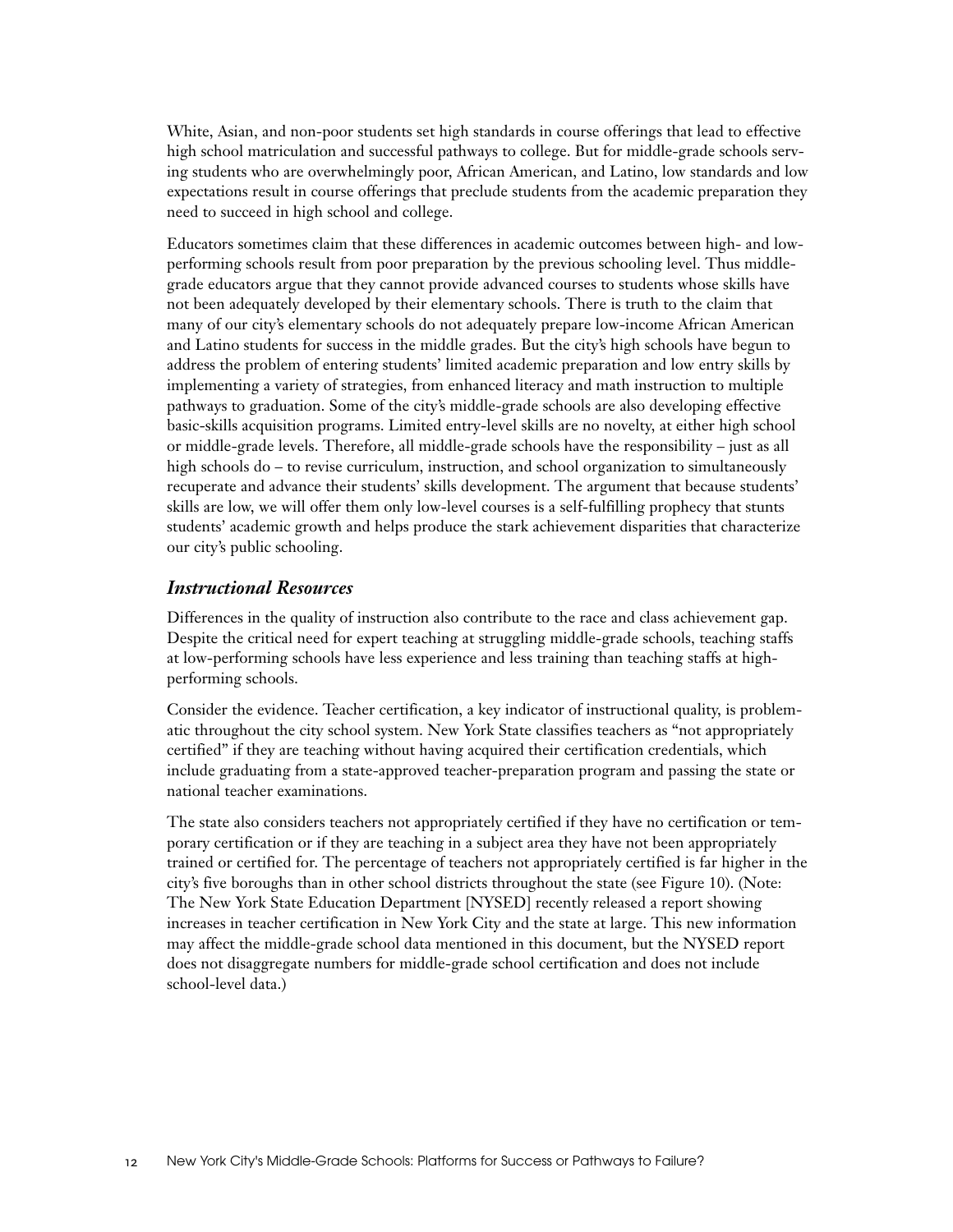White, Asian, and non-poor students set high standards in course offerings that lead to effective high school matriculation and successful pathways to college. But for middle-grade schools serving students who are overwhelmingly poor, African American, and Latino, low standards and low expectations result in course offerings that preclude students from the academic preparation they need to succeed in high school and college.

Educators sometimes claim that these differences in academic outcomes between high- and low-performing schools result from poor preparation by the previous schooling level. Thus middle-grade educators argue that they cannot provide advanced courses to students whose skills have not been adequately developed by their elementary schools. There is truth to the claim that many of our city's elementary schools do not adequately prepare low-income African American and Latino students for success in the middle grades. But the city's high schools have begun to address the problem of entering students' limited academic preparation and low entry skills by implementing a variety of strategies, from enhanced literacy and math instruction to multiple pathways to graduation. Some of the city's middle-grade schools are also developing effective basic-skills acquisition programs. Limited entry-level skills are no novelty, at either high school or middle-grade levels. Therefore, all middle-grade schools have the responsibility – just as all high schools do – to revise curriculum, instruction, and school organization to simultaneously recuperate and advance their students' skills development. The argument that because students' skills are low, we will offer them only low-level courses is a self-fulfilling prophecy that stunts students' academic growth and helps produce the stark achievement disparities that characterize our city's public schooling.

### *Instructional Resources*

Differences in the quality of instruction also contribute to the race and class achievement gap. Despite the critical need for expert teaching at struggling middle-grade schools, teaching staffs at low-performing schools have less experience and less training than teaching staffs at high-performing schools.

Consider the evidence. Teacher certification, a key indicator of instructional quality, is problematic throughout the city school system. New York State classifies teachers as "not appropriately certified" if they are teaching without having acquired their certification credentials, which include graduating from a state-approved teacher-preparation program and passing the state or national teacher examinations.

The state also considers teachers not appropriately certified if they have no certification or temporary certification or if they are teaching in a subject area they have not been appropriately trained or certified for. The percentage of teachers not appropriately certified is far higher in the city's five boroughs than in other school districts throughout the state (see Figure 10). (Note: The New York State Education Department [NYSED] recently released a report showing increases in teacher certification in New York City and the state at large. This new information may affect the middle-grade school data mentioned in this document, but the NYSED report does not disaggregate numbers for middle-grade school certification and does not include school-level data.)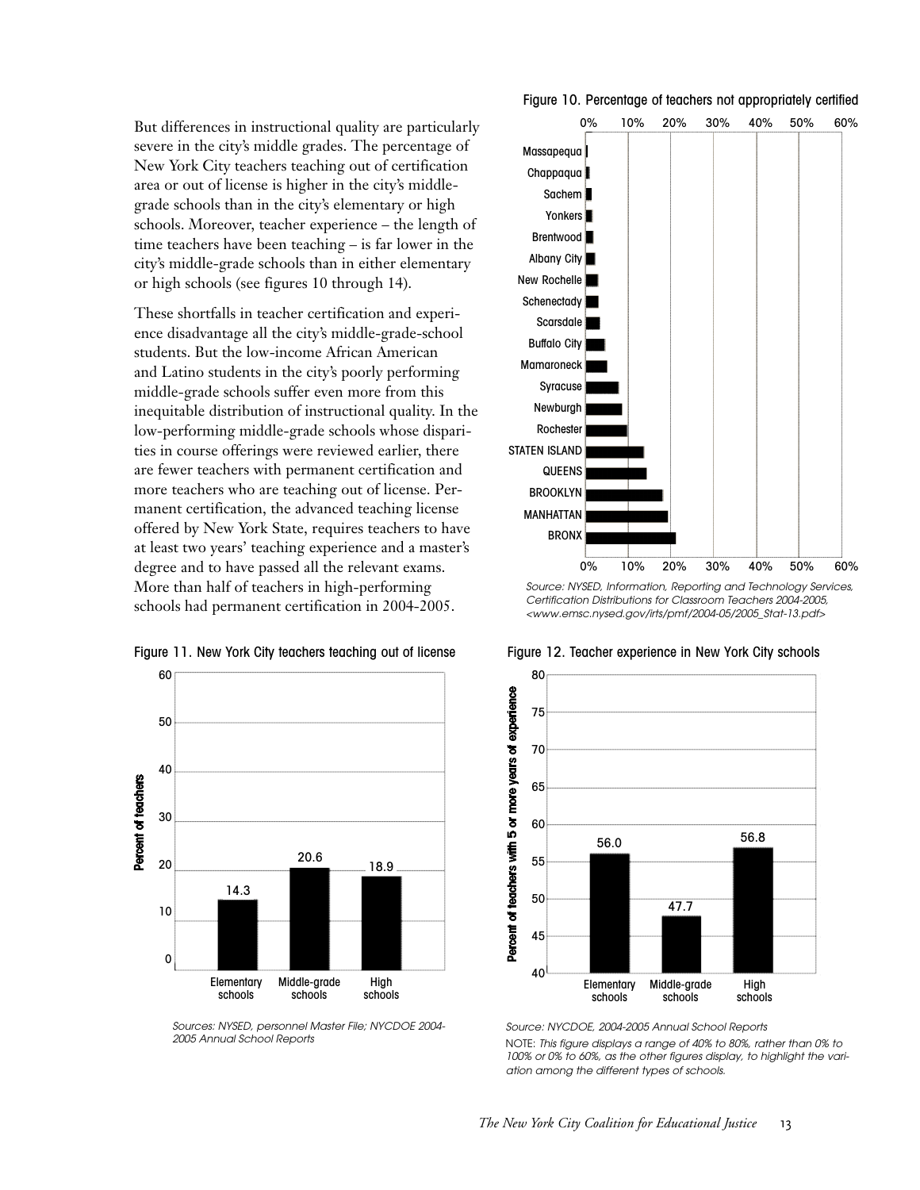But differences in instructional quality are particularly severe in the city's middle grades. The percentage of New York City teachers teaching out of certification area or out of license is higher in the city's middle-grade schools than in the city's elementary or high schools. Moreover, teacher experience – the length of time teachers have been teaching – is far lower in the city's middle-grade schools than in either elementary or high schools (see figures 10 through 14).

These shortfalls in teacher certification and experience disadvantage all the city's middle-grade-school students. But the low-income African American and Latino students in the city's poorly performing middle-grade schools suffer even more from this inequitable distribution of instructional quality. In the low-performing middle-grade schools whose disparities in course offerings were reviewed earlier, there are fewer teachers with permanent certification and more teachers who are teaching out of license. Permanent certification, the advanced teaching license offered by New York State, requires teachers to have at least two years' teaching experience and a master's degree and to have passed all the relevant exams. More than half of teachers in high-performing schools had permanent certification in 2004-2005.

Figure 10. Percentage of teachers not appropriately certified

Massapequa, Chappaqua, Sachem, Yonkers, Brentwood, Albany City, New Rochelle, Schenectady, Scarsdale, Buffalo City, Mamaroneck, Syracuse, Newburgh, Rochester, STATEN ISLAND, QUEENS, BROOKLYN, MANHATTAN, BRONX (axis: 0%–60%)

*Source: NYSED, Information, Reporting and Technology Services, Certification Distributions for Classroom Teachers 2004-2005, <www.emsc.nysed.gov/irts/pmf/2004-05/2005_Stat-13.pdf>*

Figure 11. New York City teachers teaching out of license

| | Elementary schools | Middle-grade schools | High schools |
|---|---|---|---|
| Percent of teachers | 14.3 | 20.6 | 18.9 |

*Sources: NYSED, personnel Master File; NYCDOE 2004-2005 Annual School Reports*

Figure 12. Teacher experience in New York City schools

| | Elementary schools | Middle-grade schools | High schools |
|---|---|---|---|
| Percent of teachers with 5 or more years of experience | 56.0 | 47.7 | 56.8 |

*Source: NYCDOE, 2004-2005 Annual School Reports*

NOTE: *This figure displays a range of 40% to 80%, rather than 0% to 100% or 0% to 60%, as the other figures display, to highlight the variation among the different types of schools.*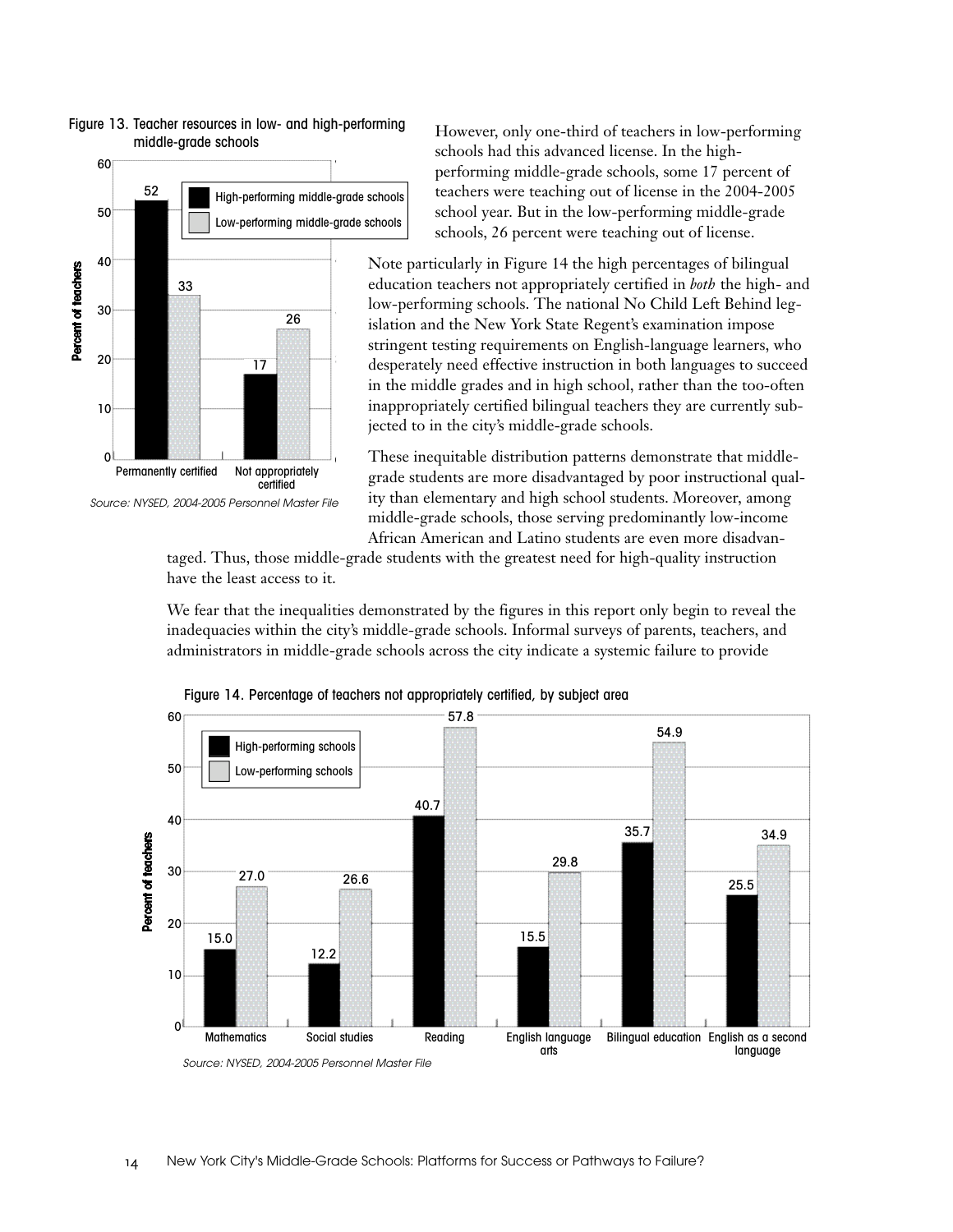Figure 13. Teacher resources in low- and high-performing middle-grade schools

| | High-performing middle-grade schools | Low-performing middle-grade schools |
|---|---|---|
| Permanently certified | 52 | 33 |
| Not appropriately certified | 17 | 26 |

*Source: NYSED, 2004-2005 Personnel Master File*

However, only one-third of teachers in low-performing schools had this advanced license. In the high-performing middle-grade schools, some 17 percent of teachers were teaching out of license in the 2004-2005 school year. But in the low-performing middle-grade schools, 26 percent were teaching out of license.

Note particularly in Figure 14 the high percentages of bilingual education teachers not appropriately certified in *both* the high- and low-performing schools. The national No Child Left Behind legislation and the New York State Regent's examination impose stringent testing requirements on English-language learners, who desperately need effective instruction in both languages to succeed in the middle grades and in high school, rather than the too-often inappropriately certified bilingual teachers they are currently subjected to in the city's middle-grade schools.

These inequitable distribution patterns demonstrate that middle-grade students are more disadvantaged by poor instructional quality than elementary and high school students. Moreover, among middle-grade schools, those serving predominantly low-income African American and Latino students are even more disadvantaged. Thus, those middle-grade students with the greatest need for high-quality instruction have the least access to it.

We fear that the inequalities demonstrated by the figures in this report only begin to reveal the inadequacies within the city's middle-grade schools. Informal surveys of parents, teachers, and administrators in middle-grade schools across the city indicate a systemic failure to provide

Figure 14. Percentage of teachers not appropriately certified, by subject area

| | High-performing schools | Low-performing schools |
|---|---|---|
| Mathematics | 15.0 | 27.0 |
| Social studies | 12.2 | 26.6 |
| Reading | 40.7 | 57.8 |
| English language arts | 15.5 | 29.8 |
| Bilingual education | 35.7 | 54.9 |
| English as a second language | 25.5 | 34.9 |

*Source: NYSED, 2004-2005 Personnel Master File*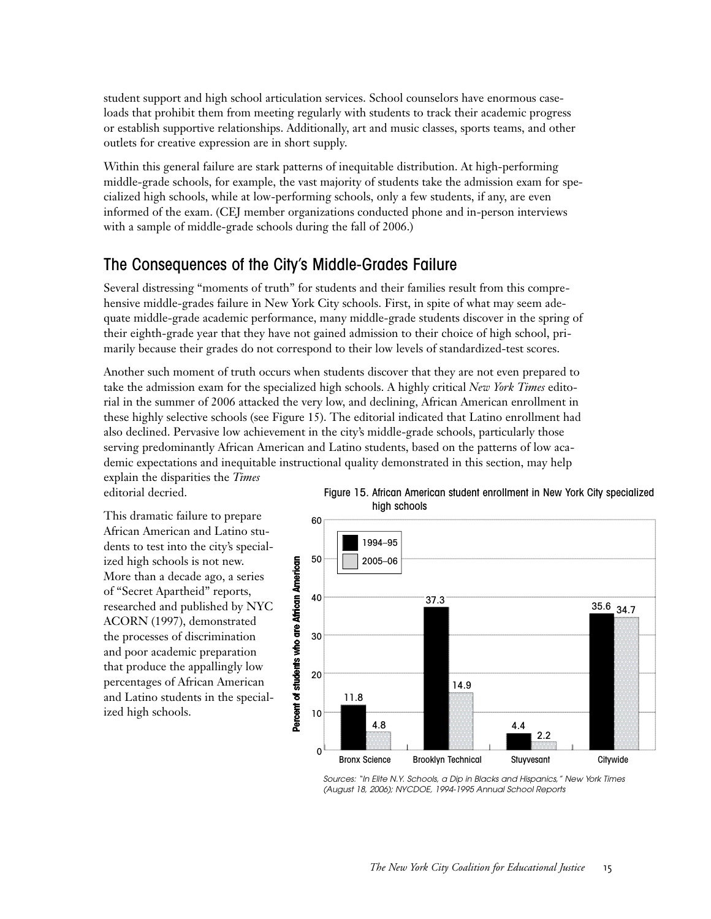student support and high school articulation services. School counselors have enormous caseloads that prohibit them from meeting regularly with students to track their academic progress or establish supportive relationships. Additionally, art and music classes, sports teams, and other outlets for creative expression are in short supply.

Within this general failure are stark patterns of inequitable distribution. At high-performing middle-grade schools, for example, the vast majority of students take the admission exam for specialized high schools, while at low-performing schools, only a few students, if any, are even informed of the exam. (CEJ member organizations conducted phone and in-person interviews with a sample of middle-grade schools during the fall of 2006.)

## The Consequences of the City's Middle-Grades Failure

Several distressing "moments of truth" for students and their families result from this comprehensive middle-grades failure in New York City schools. First, in spite of what may seem adequate middle-grade academic performance, many middle-grade students discover in the spring of their eighth-grade year that they have not gained admission to their choice of high school, primarily because their grades do not correspond to their low levels of standardized-test scores.

Another such moment of truth occurs when students discover that they are not even prepared to take the admission exam for the specialized high schools. A highly critical *New York Times* editorial in the summer of 2006 attacked the very low, and declining, African American enrollment in these highly selective schools (see Figure 15). The editorial indicated that Latino enrollment had also declined. Pervasive low achievement in the city's middle-grade schools, particularly those serving predominantly African American and Latino students, based on the patterns of low academic expectations and inequitable instructional quality demonstrated in this section, may help explain the disparities the *Times* editorial decried.

This dramatic failure to prepare African American and Latino students to test into the city's specialized high schools is not new. More than a decade ago, a series of "Secret Apartheid" reports, researched and published by NYC ACORN (1997), demonstrated the processes of discrimination and poor academic preparation that produce the appallingly low percentages of African American and Latino students in the specialized high schools.

Figure 15. African American student enrollment in New York City specialized high schools

| Percent of students who are African American | 1994–95 | 2005–06 |
|---|---|---|
| Bronx Science | 11.8 | 4.8 |
| Brooklyn Technical | 37.3 | 14.9 |
| Stuyvesant | 4.4 | 2.2 |
| Citywide | 35.6 | 34.7 |

*Sources: "In Elite N.Y. Schools, a Dip in Blacks and Hispanics," New York Times (August 18, 2006); NYCDOE, 1994-1995 Annual School Reports*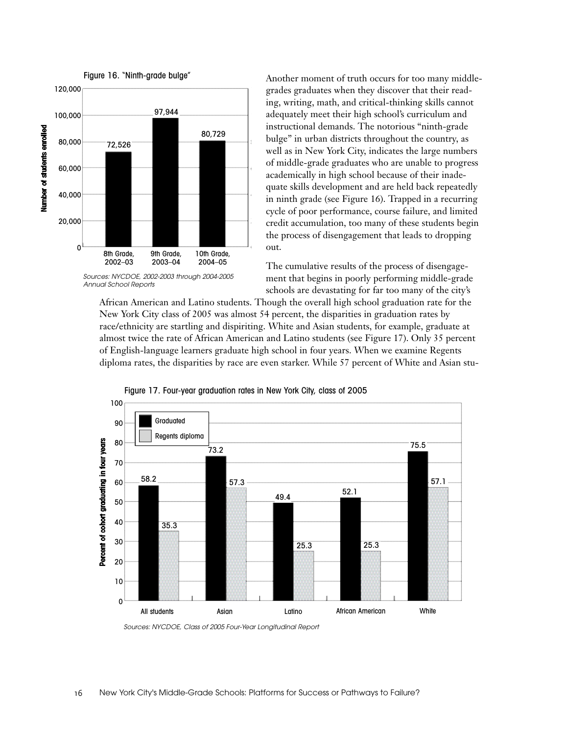Figure 16. "Ninth-grade bulge"

| | Number of students enrolled |
|---|---|
| 8th Grade, 2002–03 | 72,526 |
| 9th Grade, 2003–04 | 97,944 |
| 10th Grade, 2004–05 | 80,729 |

*Sources: NYCDOE, 2002-2003 through 2004-2005 Annual School Reports*

Another moment of truth occurs for too many middle-grades graduates when they discover that their reading, writing, math, and critical-thinking skills cannot adequately meet their high school's curriculum and instructional demands. The notorious "ninth-grade bulge" in urban districts throughout the country, as well as in New York City, indicates the large numbers of middle-grade graduates who are unable to progress academically in high school because of their inadequate skills development and are held back repeatedly in ninth grade (see Figure 16). Trapped in a recurring cycle of poor performance, course failure, and limited credit accumulation, too many of these students begin the process of disengagement that leads to dropping out.

The cumulative results of the process of disengagement that begins in poorly performing middle-grade schools are devastating for far too many of the city's African American and Latino students. Though the overall high school graduation rate for the New York City class of 2005 was almost 54 percent, the disparities in graduation rates by race/ethnicity are startling and dispiriting. White and Asian students, for example, graduate at almost twice the rate of African American and Latino students (see Figure 17). Only 35 percent of English-language learners graduate high school in four years. When we examine Regents diploma rates, the disparities by race are even starker. While 57 percent of White and Asian stu-

Figure 17. Four-year graduation rates in New York City, class of 2005

| Percent of cohort graduating in four years | Graduated | Regents diploma |
|---|---|---|
| All students | 58.2 | 35.3 |
| Asian | 73.2 | 57.3 |
| Latino | 49.4 | 25.3 |
| African American | 52.1 | 25.3 |
| White | 75.5 | 57.1 |

*Sources: NYCDOE, Class of 2005 Four-Year Longitudinal Report*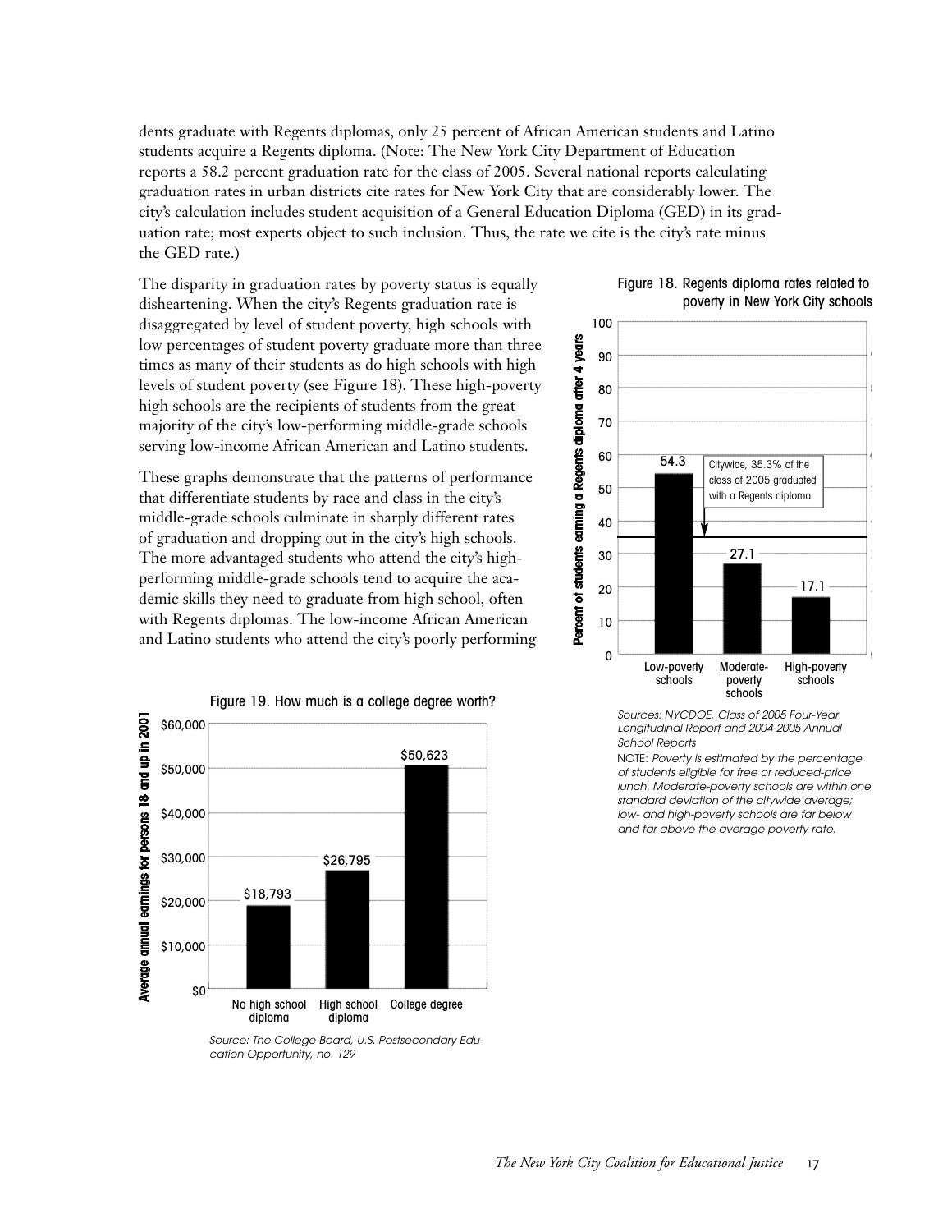dents graduate with Regents diplomas, only 25 percent of African American students and Latino students acquire a Regents diploma. (Note: The New York City Department of Education reports a 58.2 percent graduation rate for the class of 2005. Several national reports calculating graduation rates in urban districts cite rates for New York City that are considerably lower. The city's calculation includes student acquisition of a General Education Diploma (GED) in its graduation rate; most experts object to such inclusion. Thus, the rate we cite is the city's rate minus the GED rate.)

The disparity in graduation rates by poverty status is equally disheartening. When the city's Regents graduation rate is disaggregated by level of student poverty, high schools with low percentages of student poverty graduate more than three times as many of their students as do high schools with high levels of student poverty (see Figure 18). These high-poverty high schools are the recipients of students from the great majority of the city's low-performing middle-grade schools serving low-income African American and Latino students.

These graphs demonstrate that the patterns of performance that differentiate students by race and class in the city's middle-grade schools culminate in sharply different rates of graduation and dropping out in the city's high schools. The more advantaged students who attend the city's high-performing middle-grade schools tend to acquire the academic skills they need to graduate from high school, often with Regents diplomas. The low-income African American and Latino students who attend the city's poorly performing

Figure 18. Regents diploma rates related to poverty in New York City schools

| School poverty level | Percent of students earning a Regents diploma after 4 years |
|---|---|
| Low-poverty schools | 54.3 |
| Moderate-poverty schools | 27.1 |
| High-poverty schools | 17.1 |

Citywide, 35.3% of the class of 2005 graduated with a Regents diploma

*Sources: NYCDOE, Class of 2005 Four-Year Longitudinal Report and 2004-2005 Annual School Reports*

NOTE: *Poverty is estimated by the percentage of students eligible for free or reduced-price lunch. Moderate-poverty schools are within one standard deviation of the citywide average; low- and high-poverty schools are far below and far above the average poverty rate.*

Figure 19. How much is a college degree worth?

| Education level | Average annual earnings for persons 18 and up in 2001 |
|---|---|
| No high school diploma | $18,793 |
| High school diploma | $26,795 |
| College degree | $50,623 |

*Source: The College Board, U.S. Postsecondary Education Opportunity, no. 129*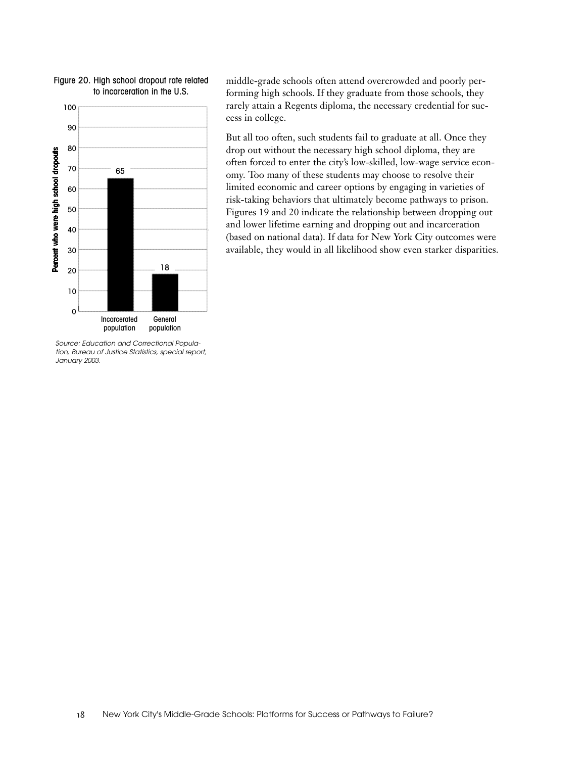Figure 20. High school dropout rate related to incarceration in the U.S.

| | Percent who were high school dropouts |
|---|---|
| Incarcerated population | 65 |
| General population | 18 |

*Source: Education and Correctional Population, Bureau of Justice Statistics, special report, January 2003.*

middle-grade schools often attend overcrowded and poorly performing high schools. If they graduate from those schools, they rarely attain a Regents diploma, the necessary credential for success in college.

But all too often, such students fail to graduate at all. Once they drop out without the necessary high school diploma, they are often forced to enter the city's low-skilled, low-wage service economy. Too many of these students may choose to resolve their limited economic and career options by engaging in varieties of risk-taking behaviors that ultimately become pathways to prison. Figures 19 and 20 indicate the relationship between dropping out and lower lifetime earning and dropping out and incarceration (based on national data). If data for New York City outcomes were available, they would in all likelihood show even starker disparities.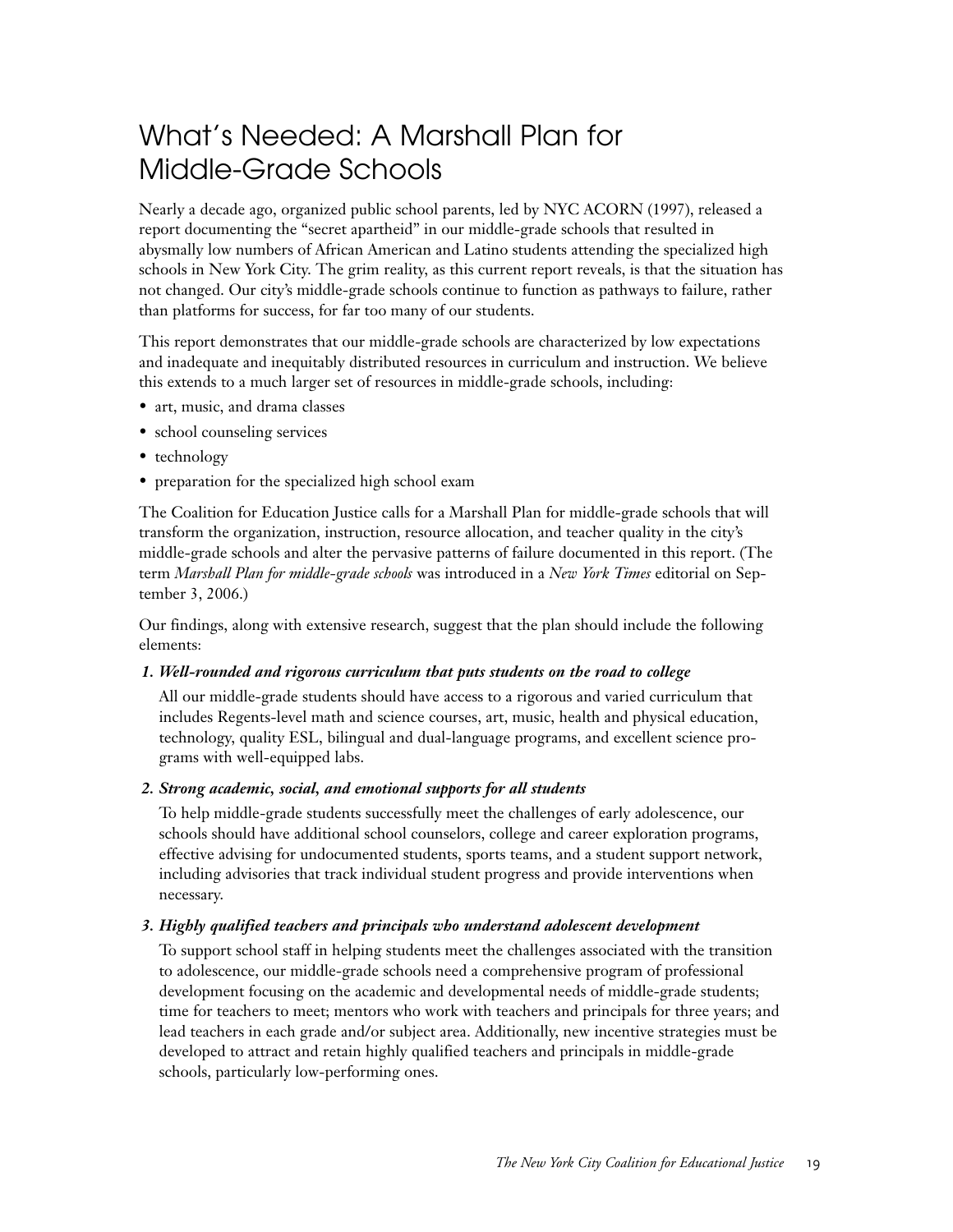# What's Needed: A Marshall Plan for Middle-Grade Schools

Nearly a decade ago, organized public school parents, led by NYC ACORN (1997), released a report documenting the "secret apartheid" in our middle-grade schools that resulted in abysmally low numbers of African American and Latino students attending the specialized high schools in New York City. The grim reality, as this current report reveals, is that the situation has not changed. Our city's middle-grade schools continue to function as pathways to failure, rather than platforms for success, for far too many of our students.

This report demonstrates that our middle-grade schools are characterized by low expectations and inadequate and inequitably distributed resources in curriculum and instruction. We believe this extends to a much larger set of resources in middle-grade schools, including:

- art, music, and drama classes
- school counseling services
- technology
- preparation for the specialized high school exam

The Coalition for Education Justice calls for a Marshall Plan for middle-grade schools that will transform the organization, instruction, resource allocation, and teacher quality in the city's middle-grade schools and alter the pervasive patterns of failure documented in this report. (The term *Marshall Plan for middle-grade schools* was introduced in a *New York Times* editorial on September 3, 2006.)

Our findings, along with extensive research, suggest that the plan should include the following elements:

***1. Well-rounded and rigorous curriculum that puts students on the road to college***

All our middle-grade students should have access to a rigorous and varied curriculum that includes Regents-level math and science courses, art, music, health and physical education, technology, quality ESL, bilingual and dual-language programs, and excellent science programs with well-equipped labs.

***2. Strong academic, social, and emotional supports for all students***

To help middle-grade students successfully meet the challenges of early adolescence, our schools should have additional school counselors, college and career exploration programs, effective advising for undocumented students, sports teams, and a student support network, including advisories that track individual student progress and provide interventions when necessary.

***3. Highly qualified teachers and principals who understand adolescent development***

To support school staff in helping students meet the challenges associated with the transition to adolescence, our middle-grade schools need a comprehensive program of professional development focusing on the academic and developmental needs of middle-grade students; time for teachers to meet; mentors who work with teachers and principals for three years; and lead teachers in each grade and/or subject area. Additionally, new incentive strategies must be developed to attract and retain highly qualified teachers and principals in middle-grade schools, particularly low-performing ones.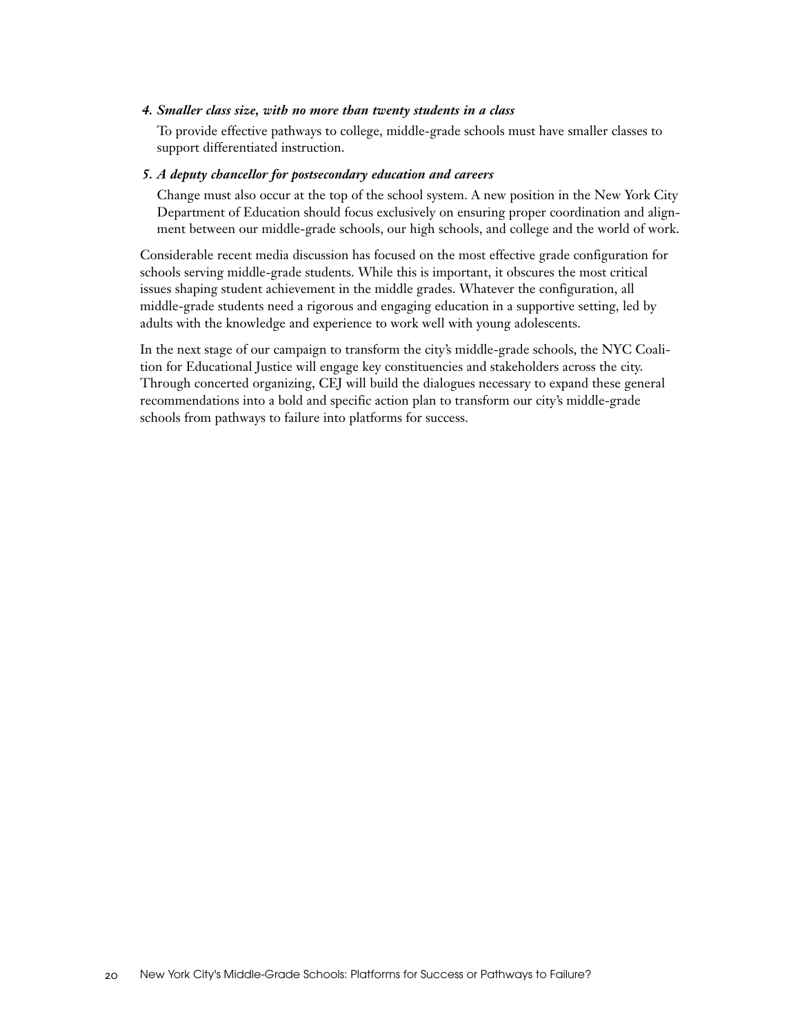*4. Smaller class size, with no more than twenty students in a class*

To provide effective pathways to college, middle-grade schools must have smaller classes to support differentiated instruction.

*5. A deputy chancellor for postsecondary education and careers*

Change must also occur at the top of the school system. A new position in the New York City Department of Education should focus exclusively on ensuring proper coordination and alignment between our middle-grade schools, our high schools, and college and the world of work.

Considerable recent media discussion has focused on the most effective grade configuration for schools serving middle-grade students. While this is important, it obscures the most critical issues shaping student achievement in the middle grades. Whatever the configuration, all middle-grade students need a rigorous and engaging education in a supportive setting, led by adults with the knowledge and experience to work well with young adolescents.

In the next stage of our campaign to transform the city's middle-grade schools, the NYC Coalition for Educational Justice will engage key constituencies and stakeholders across the city. Through concerted organizing, CEJ will build the dialogues necessary to expand these general recommendations into a bold and specific action plan to transform our city's middle-grade schools from pathways to failure into platforms for success.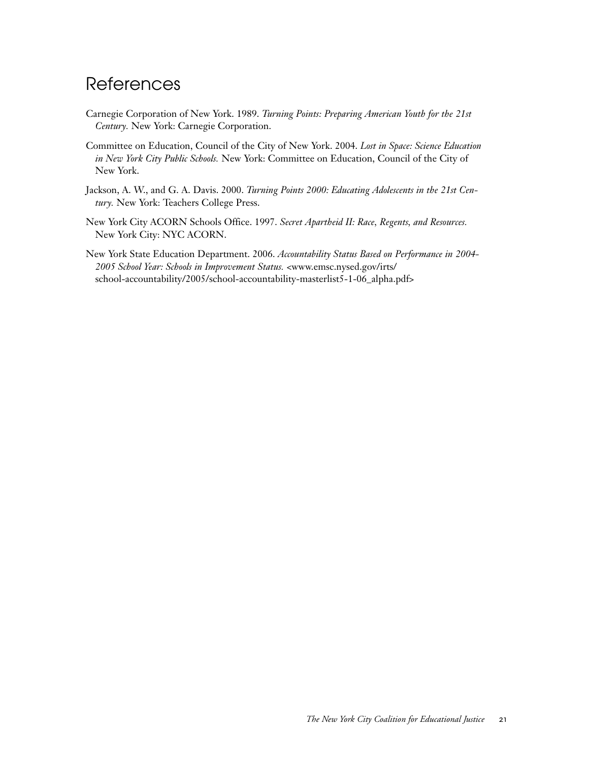# References

Carnegie Corporation of New York. 1989. *Turning Points: Preparing American Youth for the 21st Century.* New York: Carnegie Corporation.

Committee on Education, Council of the City of New York. 2004. *Lost in Space: Science Education in New York City Public Schools.* New York: Committee on Education, Council of the City of New York.

Jackson, A. W., and G. A. Davis. 2000. *Turning Points 2000: Educating Adolescents in the 21st Century.* New York: Teachers College Press.

New York City ACORN Schools Office. 1997. *Secret Apartheid II: Race, Regents, and Resources.* New York City: NYC ACORN.

New York State Education Department. 2006. *Accountability Status Based on Performance in 2004-2005 School Year: Schools in Improvement Status.* <www.emsc.nysed.gov/irts/school-accountability/2005/school-accountability-masterlist5-1-06_alpha.pdf>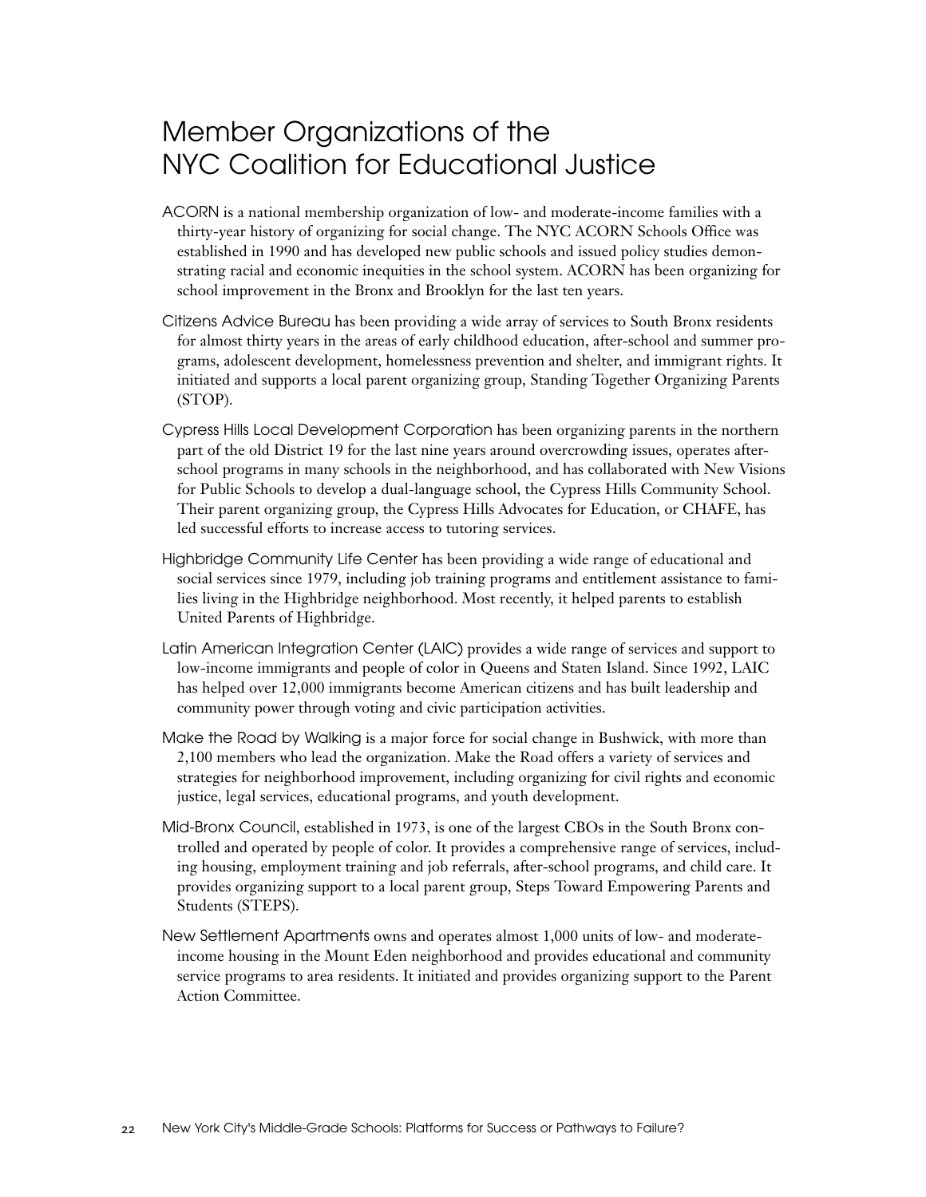# Member Organizations of the NYC Coalition for Educational Justice

ACORN is a national membership organization of low- and moderate-income families with a thirty-year history of organizing for social change. The NYC ACORN Schools Office was established in 1990 and has developed new public schools and issued policy studies demonstrating racial and economic inequities in the school system. ACORN has been organizing for school improvement in the Bronx and Brooklyn for the last ten years.

Citizens Advice Bureau has been providing a wide array of services to South Bronx residents for almost thirty years in the areas of early childhood education, after-school and summer programs, adolescent development, homelessness prevention and shelter, and immigrant rights. It initiated and supports a local parent organizing group, Standing Together Organizing Parents (STOP).

Cypress Hills Local Development Corporation has been organizing parents in the northern part of the old District 19 for the last nine years around overcrowding issues, operates after-school programs in many schools in the neighborhood, and has collaborated with New Visions for Public Schools to develop a dual-language school, the Cypress Hills Community School. Their parent organizing group, the Cypress Hills Advocates for Education, or CHAFE, has led successful efforts to increase access to tutoring services.

Highbridge Community Life Center has been providing a wide range of educational and social services since 1979, including job training programs and entitlement assistance to families living in the Highbridge neighborhood. Most recently, it helped parents to establish United Parents of Highbridge.

Latin American Integration Center (LAIC) provides a wide range of services and support to low-income immigrants and people of color in Queens and Staten Island. Since 1992, LAIC has helped over 12,000 immigrants become American citizens and has built leadership and community power through voting and civic participation activities.

Make the Road by Walking is a major force for social change in Bushwick, with more than 2,100 members who lead the organization. Make the Road offers a variety of services and strategies for neighborhood improvement, including organizing for civil rights and economic justice, legal services, educational programs, and youth development.

Mid-Bronx Council, established in 1973, is one of the largest CBOs in the South Bronx controlled and operated by people of color. It provides a comprehensive range of services, including housing, employment training and job referrals, after-school programs, and child care. It provides organizing support to a local parent group, Steps Toward Empowering Parents and Students (STEPS).

New Settlement Apartments owns and operates almost 1,000 units of low- and moderate-income housing in the Mount Eden neighborhood and provides educational and community service programs to area residents. It initiated and provides organizing support to the Parent Action Committee.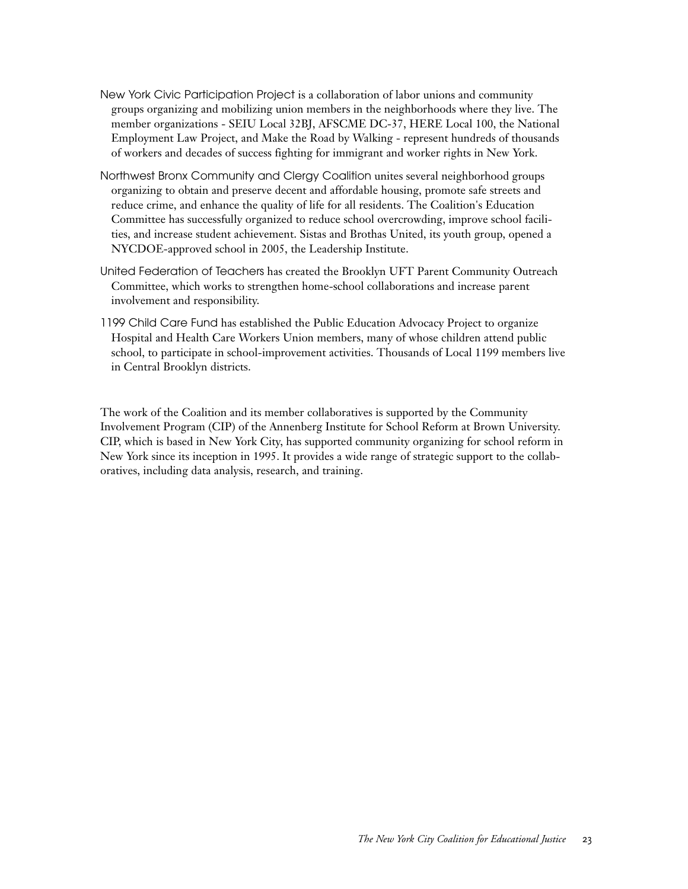New York Civic Participation Project is a collaboration of labor unions and community groups organizing and mobilizing union members in the neighborhoods where they live. The member organizations - SEIU Local 32BJ, AFSCME DC-37, HERE Local 100, the National Employment Law Project, and Make the Road by Walking - represent hundreds of thousands of workers and decades of success fighting for immigrant and worker rights in New York.

Northwest Bronx Community and Clergy Coalition unites several neighborhood groups organizing to obtain and preserve decent and affordable housing, promote safe streets and reduce crime, and enhance the quality of life for all residents. The Coalition's Education Committee has successfully organized to reduce school overcrowding, improve school facilities, and increase student achievement. Sistas and Brothas United, its youth group, opened a NYCDOE-approved school in 2005, the Leadership Institute.

United Federation of Teachers has created the Brooklyn UFT Parent Community Outreach Committee, which works to strengthen home-school collaborations and increase parent involvement and responsibility.

1199 Child Care Fund has established the Public Education Advocacy Project to organize Hospital and Health Care Workers Union members, many of whose children attend public school, to participate in school-improvement activities. Thousands of Local 1199 members live in Central Brooklyn districts.

The work of the Coalition and its member collaboratives is supported by the Community Involvement Program (CIP) of the Annenberg Institute for School Reform at Brown University. CIP, which is based in New York City, has supported community organizing for school reform in New York since its inception in 1995. It provides a wide range of strategic support to the collaboratives, including data analysis, research, and training.